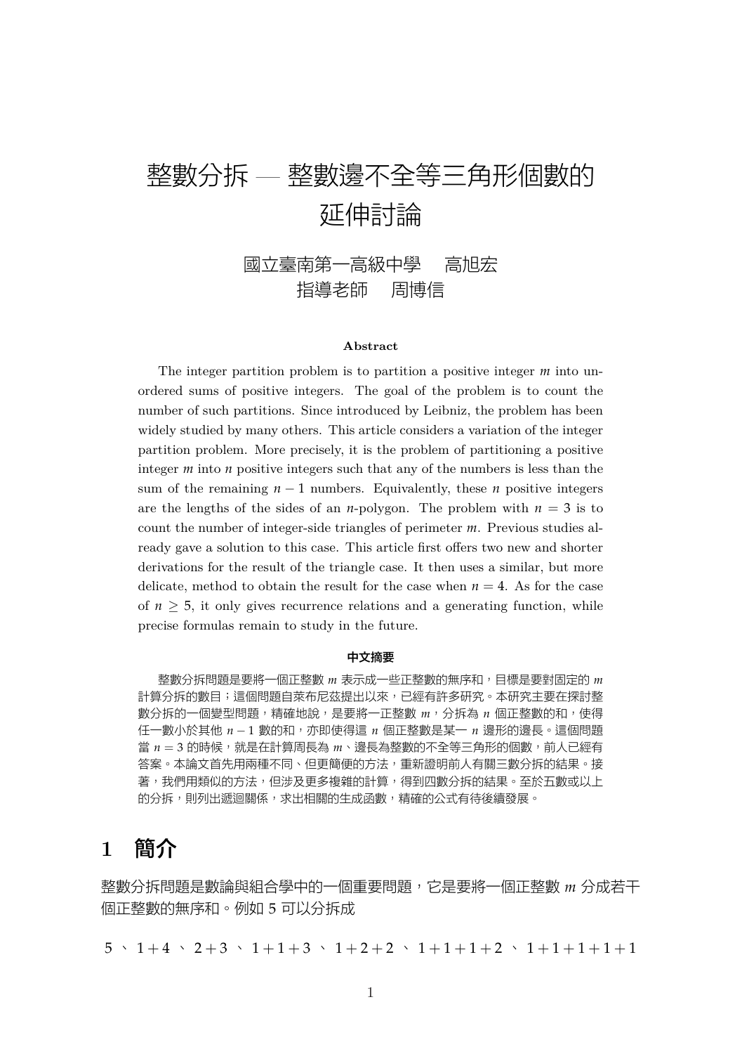# 整數分拆 — 整數邊不全等三角形個數的延伸討論

國立臺南第一高級中學　高旭宏
指導老師　周博信

**Abstract**

The integer partition problem is to partition a positive integer $m$ into unordered sums of positive integers. The goal of the problem is to count the number of such partitions. Since introduced by Leibniz, the problem has been widely studied by many others. This article considers a variation of the integer partition problem. More precisely, it is the problem of partitioning a positive integer $m$ into $n$ positive integers such that any of the numbers is less than the sum of the remaining $n-1$ numbers. Equivalently, these $n$ positive integers are the lengths of the sides of an $n$-polygon. The problem with $n=3$ is to count the number of integer-side triangles of perimeter $m$. Previous studies already gave a solution to this case. This article first offers two new and shorter derivations for the result of the triangle case. It then uses a similar, but more delicate, method to obtain the result for the case when $n=4$. As for the case of $n \geq 5$, it only gives recurrence relations and a generating function, while precise formulas remain to study in the future.

**中文摘要**

整數分拆問題是要將一個正整數 $m$ 表示成一些正整數的無序和，目標是要對固定的 $m$ 計算分拆的數目；這個問題自萊布尼茲提出以來，已經有許多研究。本研究主要在探討整數分拆的一個變型問題，精確地說，是要將一正整數 $m$，分拆為 $n$ 個正整數的和，使得任一數小於其他 $n-1$ 數的和，亦即使得這 $n$ 個正整數是某一 $n$ 邊形的邊長。這個問題當 $n=3$ 的時候，就是在計算周長為 $m$、邊長為整數的不全等三角形的個數，前人已經有答案。本論文首先用兩種不同、但更簡便的方法，重新證明前人有關三數分拆的結果。接著，我們用類似的方法，但涉及更多複雜的計算，得到四數分拆的結果。至於五數或以上的分拆，則列出遞迴關係，求出相關的生成函數，精確的公式有待後續發展。

## 1　簡介

整數分拆問題是數論與組合學中的一個重要問題，它是要將一個正整數 $m$ 分成若干個正整數的無序和。例如 5 可以分拆成

$$5 \text{、} 1+4 \text{、} 2+3 \text{、} 1+1+3 \text{、} 1+2+2 \text{、} 1+1+1+2 \text{、} 1+1+1+1+1$$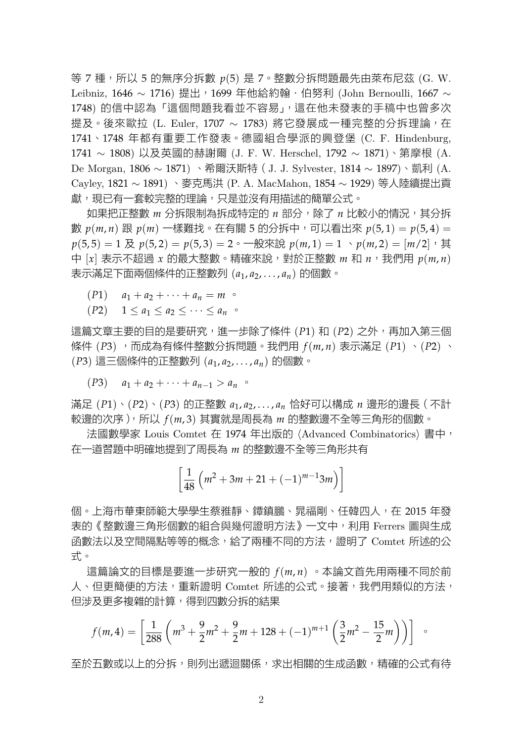等 7 種，所以 5 的無序分拆數 $p(5)$ 是 7。整數分拆問題最先由萊布尼茲 (G. W. Leibniz, 1646 ~ 1716) 提出，1699 年他給約翰・伯努利 (John Bernoulli, 1667 ~ 1748) 的信中認為「這個問題我看並不容易」，這在他未發表的手稿中也曾多次提及。後來歐拉 (L. Euler, 1707 ~ 1783) 將它發展成一種完整的分拆理論，在 1741、1748 年都有重要工作發表。德國組合學派的興登堡 (C. F. Hindenburg, 1741 ~ 1808) 以及英國的赫謝爾 (J. F. W. Herschel, 1792 ~ 1871)、第摩根 (A. De Morgan, 1806 ~ 1871) 、希爾沃斯特 ( J. J. Sylvester, 1814 ~ 1897)、凱利 (A. Cayley, 1821 ~ 1891) 、麥克馬洪 (P. A. MacMahon, 1854 ~ 1929) 等人陸續提出貢獻，現已有一套較完整的理論，只是並沒有用描述的簡單公式。

如果把正整數 $m$ 分拆限制為拆成特定的 $n$ 部分，除了 $n$ 比較小的情況，其分拆數 $p(m,n)$ 跟 $p(m)$ 一樣難找。在有關 5 的分拆中，可以看出來 $p(5,1) = p(5,4) = p(5,5) = 1$ 及 $p(5,2) = p(5,3) = 2$。一般來說 $p(m,1) = 1$ 、$p(m,2) = [m/2]$，其中 $[x]$ 表示不超過 $x$ 的最大整數。精確來說，對於正整數 $m$ 和 $n$，我們用 $p(m,n)$ 表示滿足下面兩個條件的正整數列 $(a_1, a_2, \ldots, a_n)$ 的個數。

$(P1)$ $\quad a_1 + a_2 + \cdots + a_n = m$ 。

$(P2)$ $\quad 1 \leq a_1 \leq a_2 \leq \cdots \leq a_n$ 。

這篇文章主要的目的是要研究，進一步除了條件 $(P1)$ 和 $(P2)$ 之外，再加入第三個條件 $(P3)$ ，而成為有條件整數分拆問題。我們用 $f(m,n)$ 表示滿足 $(P1)$ 、$(P2)$ 、$(P3)$ 這三個條件的正整數列 $(a_1, a_2, \ldots, a_n)$ 的個數。

$(P3)$ $\quad a_1 + a_2 + \cdots + a_{n-1} > a_n$ 。

滿足 $(P1)$、$(P2)$、$(P3)$ 的正整數 $a_1, a_2, \ldots, a_n$ 恰好可以構成 $n$ 邊形的邊長 ( 不計較邊的次序 )，所以 $f(m,3)$ 其實就是周長為 $m$ 的整數邊不全等三角形的個數。

法國數學家 Louis Comtet 在 1974 年出版的 ⟨Advanced Combinatorics⟩ 書中，在一道習題中明確地提到了周長為 $m$ 的整數邊不全等三角形共有

$$\left[\frac{1}{48}\left(m^2 + 3m + 21 + (-1)^{m-1}3m\right)\right]$$

個。上海市華東師範大學學生蔡雅靜、鐔鎮鵬、晁福剛、任韓四人，在 2015 年發表的《整數邊三角形個數的組合與幾何證明方法》一文中，利用 Ferrers 圖與生成函數法以及空間隔點等等的概念，給了兩種不同的方法，證明了 Comtet 所述的公式。

這篇論文的目標是要進一步研究一般的 $f(m,n)$ 。本論文首先用兩種不同於前人、但更簡便的方法，重新證明 Comtet 所述的公式。接著，我們用類似的方法，但涉及更多複雜的計算，得到四數分拆的結果

$$f(m,4) = \left[\frac{1}{288}\left(m^3 + \frac{9}{2}m^2 + \frac{9}{2}m + 128 + (-1)^{m+1}\left(\frac{3}{2}m^2 - \frac{15}{2}m\right)\right)\right] \quad 。$$

至於五數或以上的分拆，則列出遞迴關係，求出相關的生成函數，精確的公式有待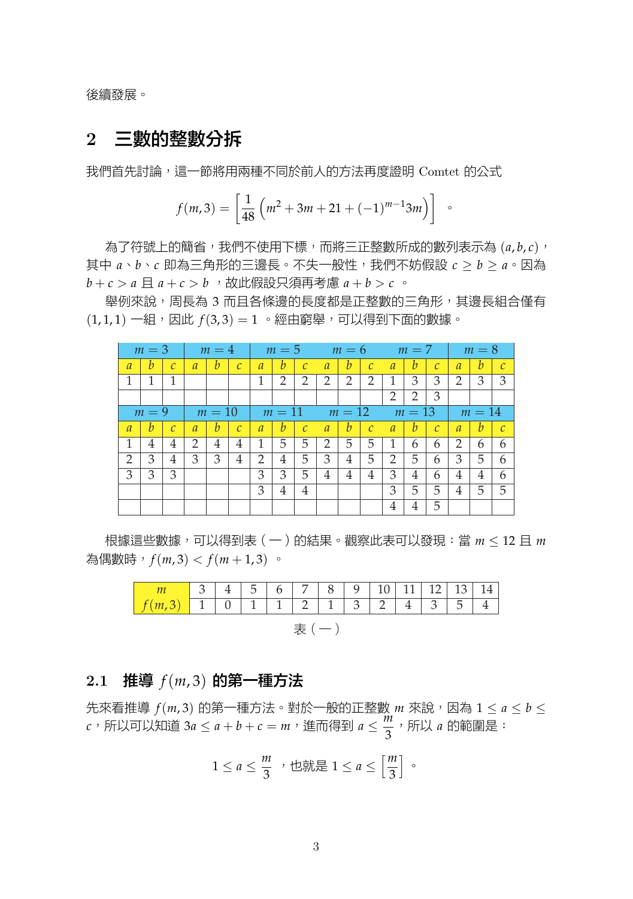後續發展。

## 2 三數的整數分拆

我們首先討論，這一節將用兩種不同於前人的方法再度證明 Comtet 的公式

$$f(m,3)=\left[\frac{1}{48}\left(m^2+3m+21+(-1)^{m-1}3m\right)\right]\ 。$$

為了符號上的簡省，我們不使用下標，而將三正整數所成的數列表示為 $(a,b,c)$，其中 $a$、$b$、$c$ 即為三角形的三邊長。不失一般性，我們不妨假設 $c\geq b\geq a$。因為 $b+c>a$ 且 $a+c>b$ ，故此假設只須再考慮 $a+b>c$ 。

舉例來說，周長為 3 而且各條邊的長度都是正整數的三角形，其邊長組合僅有 $(1,1,1)$ 一組，因此 $f(3,3)=1$ 。經由窮舉，可以得到下面的數據。

| $m=3$ | | | $m=4$ | | | $m=5$ | | | $m=6$ | | | $m=7$ | | | $m=8$ | | |
|---|---|---|---|---|---|---|---|---|---|---|---|---|---|---|---|---|---|
| $a$ | $b$ | $c$ | $a$ | $b$ | $c$ | $a$ | $b$ | $c$ | $a$ | $b$ | $c$ | $a$ | $b$ | $c$ | $a$ | $b$ | $c$ |
| 1 | 1 | 1 | | | | 1 | 2 | 2 | 2 | 2 | 2 | 1 | 3 | 3 | 2 | 3 | 3 |
| | | | | | | | | | | | | 2 | 2 | 3 | | | |
| **$m=9$** | | | **$m=10$** | | | **$m=11$** | | | **$m=12$** | | | **$m=13$** | | | **$m=14$** | | |
| $a$ | $b$ | $c$ | $a$ | $b$ | $c$ | $a$ | $b$ | $c$ | $a$ | $b$ | $c$ | $a$ | $b$ | $c$ | $a$ | $b$ | $c$ |
| 1 | 4 | 4 | 2 | 4 | 4 | 1 | 5 | 5 | 2 | 5 | 5 | 1 | 6 | 6 | 2 | 6 | 6 |
| 2 | 3 | 4 | 3 | 3 | 4 | 2 | 4 | 5 | 3 | 4 | 5 | 2 | 5 | 6 | 3 | 5 | 6 |
| 3 | 3 | 3 | | | | 3 | 3 | 5 | 4 | 4 | 4 | 3 | 4 | 6 | 4 | 4 | 6 |
| | | | | | | 3 | 4 | 4 | | | | 3 | 5 | 5 | 4 | 5 | 5 |
| | | | | | | | | | | | | 4 | 4 | 5 | | | |

根據這些數據，可以得到表（一）的結果。觀察此表可以發現：當 $m\leq 12$ 且 $m$ 為偶數時，$f(m,3)<f(m+1,3)$ 。

| $m$ | 3 | 4 | 5 | 6 | 7 | 8 | 9 | 10 | 11 | 12 | 13 | 14 |
|---|---|---|---|---|---|---|---|---|---|---|---|---|
| $f(m,3)$ | 1 | 0 | 1 | 1 | 2 | 1 | 3 | 2 | 4 | 3 | 5 | 4 |

表（一）

### 2.1 推導 $f(m,3)$ 的第一種方法

先來看推導 $f(m,3)$ 的第一種方法。對於一般的正整數 $m$ 來說，因為 $1\leq a\leq b\leq c$，所以可以知道 $3a\leq a+b+c=m$，進而得到 $a\leq\frac{m}{3}$，所以 $a$ 的範圍是：

$$1\leq a\leq\frac{m}{3}\text{ ，也就是 }1\leq a\leq\left[\frac{m}{3}\right]\ 。$$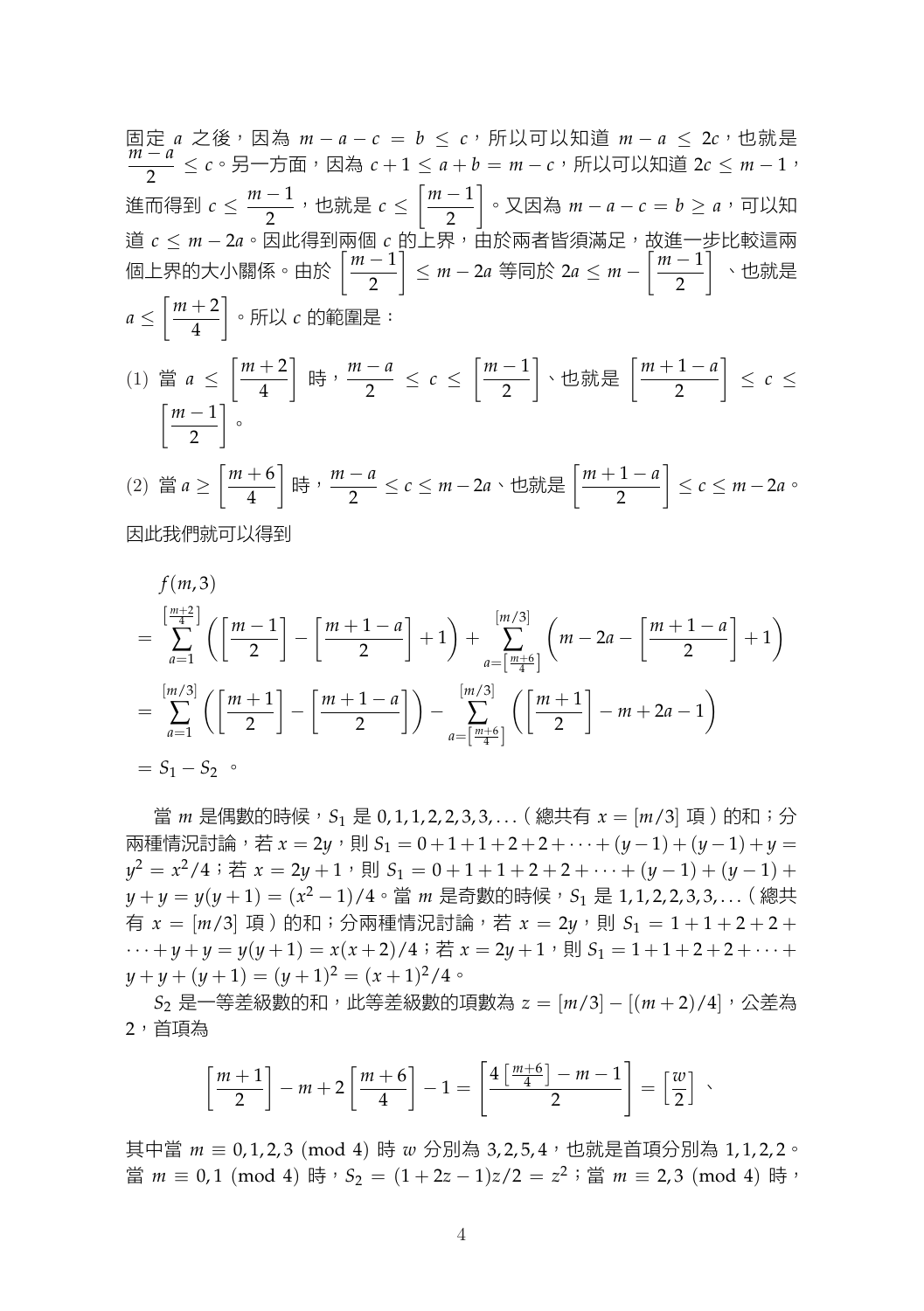固定 $a$ 之後，因為 $m-a-c=b\le c$，所以可以知道 $m-a\le 2c$，也就是 $\frac{m-a}{2}\le c$。另一方面，因為 $c+1\le a+b=m-c$，所以可以知道 $2c\le m-1$，進而得到 $c\le \frac{m-1}{2}$，也就是 $c\le \left[\frac{m-1}{2}\right]$。又因為 $m-a-c=b\ge a$，可以知道 $c\le m-2a$。因此得到兩個 $c$ 的上界，由於兩者皆須滿足，故進一步比較這兩個上界的大小關係。由於 $\left[\frac{m-1}{2}\right]\le m-2a$ 等同於 $2a\le m-\left[\frac{m-1}{2}\right]$、也就是 $a\le\left[\frac{m+2}{4}\right]$。所以 $c$ 的範圍是：

(1) 當 $a\le\left[\frac{m+2}{4}\right]$ 時，$\frac{m-a}{2}\le c\le\left[\frac{m-1}{2}\right]$、也就是 $\left[\frac{m+1-a}{2}\right]\le c\le\left[\frac{m-1}{2}\right]$。

(2) 當 $a\ge\left[\frac{m+6}{4}\right]$ 時，$\frac{m-a}{2}\le c\le m-2a$、也就是 $\left[\frac{m+1-a}{2}\right]\le c\le m-2a$。

因此我們就可以得到

$$
\begin{aligned}
& f(m,3)\\
={}& \sum_{a=1}^{\left[\frac{m+2}{4}\right]}\left(\left[\frac{m-1}{2}\right]-\left[\frac{m+1-a}{2}\right]+1\right)+\sum_{a=\left[\frac{m+6}{4}\right]}^{[m/3]}\left(m-2a-\left[\frac{m+1-a}{2}\right]+1\right)\\
={}& \sum_{a=1}^{[m/3]}\left(\left[\frac{m+1}{2}\right]-\left[\frac{m+1-a}{2}\right]\right)-\sum_{a=\left[\frac{m+6}{4}\right]}^{[m/3]}\left(\left[\frac{m+1}{2}\right]-m+2a-1\right)\\
={}& S_1-S_2\ \text{。}
\end{aligned}
$$

當 $m$ 是偶數的時候，$S_1$ 是 $0,1,1,2,2,3,3,\ldots$（總共有 $x=[m/3]$ 項）的和；分兩種情況討論，若 $x=2y$，則 $S_1=0+1+1+2+2+\cdots+(y-1)+(y-1)+y=y^2=x^2/4$；若 $x=2y+1$，則 $S_1=0+1+1+2+2+\cdots+(y-1)+(y-1)+y+y=y(y+1)=(x^2-1)/4$。當 $m$ 是奇數的時候，$S_1$ 是 $1,1,2,2,3,3,\ldots$（總共有 $x=[m/3]$ 項）的和；分兩種情況討論，若 $x=2y$，則 $S_1=1+1+2+2+\cdots+y+y=y(y+1)=x(x+2)/4$；若 $x=2y+1$，則 $S_1=1+1+2+2+\cdots+y+y+(y+1)=(y+1)^2=(x+1)^2/4$。

$S_2$ 是一等差級數的和，此等差級數的項數為 $z=[m/3]-[(m+2)/4]$，公差為 2，首項為

$$
\left[\frac{m+1}{2}\right]-m+2\left[\frac{m+6}{4}\right]-1=\left[\frac{4\left[\frac{m+6}{4}\right]-m-1}{2}\right]=\left[\frac{w}{2}\right]\text{、}
$$

其中當 $m\equiv 0,1,2,3 \pmod 4$ 時 $w$ 分別為 $3,2,5,4$，也就是首項分別為 $1,1,2,2$。當 $m\equiv 0,1 \pmod 4$ 時，$S_2=(1+2z-1)z/2=z^2$；當 $m\equiv 2,3 \pmod 4$ 時，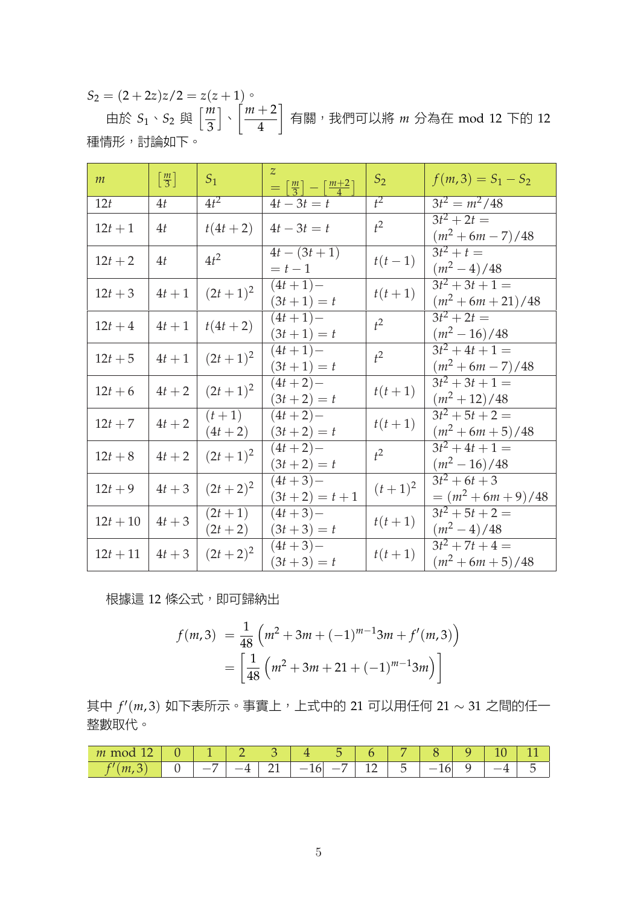$S_2 = (2+2z)z/2 = z(z+1)$。

由於 $S_1$、$S_2$ 與 $\left[\frac{m}{3}\right]$、$\left[\frac{m+2}{4}\right]$ 有關，我們可以將 $m$ 分為在 mod 12 下的 12 種情形，討論如下。

| $m$ | $\left[\frac{m}{3}\right]$ | $S_1$ | $z = \left[\frac{m}{3}\right] - \left[\frac{m+2}{4}\right]$ | $S_2$ | $f(m,3) = S_1 - S_2$ |
|---|---|---|---|---|---|
| $12t$ | $4t$ | $4t^2$ | $4t-3t=t$ | $t^2$ | $3t^2 = m^2/48$ |
| $12t+1$ | $4t$ | $t(4t+2)$ | $4t-3t=t$ | $t^2$ | $3t^2+2t = (m^2+6m-7)/48$ |
| $12t+2$ | $4t$ | $4t^2$ | $4t-(3t+1) = t-1$ | $t(t-1)$ | $3t^2+t = (m^2-4)/48$ |
| $12t+3$ | $4t+1$ | $(2t+1)^2$ | $(4t+1)-(3t+1)=t$ | $t(t+1)$ | $3t^2+3t+1 = (m^2+6m+21)/48$ |
| $12t+4$ | $4t+1$ | $t(4t+2)$ | $(4t+1)-(3t+1)=t$ | $t^2$ | $3t^2+2t = (m^2-16)/48$ |
| $12t+5$ | $4t+1$ | $(2t+1)^2$ | $(4t+1)-(3t+1)=t$ | $t^2$ | $3t^2+4t+1 = (m^2+6m-7)/48$ |
| $12t+6$ | $4t+2$ | $(2t+1)^2$ | $(4t+2)-(3t+2)=t$ | $t(t+1)$ | $3t^2+3t+1 = (m^2+12)/48$ |
| $12t+7$ | $4t+2$ | $(t+1)(4t+2)$ | $(4t+2)-(3t+2)=t$ | $t(t+1)$ | $3t^2+5t+2 = (m^2+6m+5)/48$ |
| $12t+8$ | $4t+2$ | $(2t+1)^2$ | $(4t+2)-(3t+2)=t$ | $t^2$ | $3t^2+4t+1 = (m^2-16)/48$ |
| $12t+9$ | $4t+3$ | $(2t+2)^2$ | $(4t+3)-(3t+2)=t+1$ | $(t+1)^2$ | $3t^2+6t+3 = (m^2+6m+9)/48$ |
| $12t+10$ | $4t+3$ | $(2t+1)(2t+2)$ | $(4t+3)-(3t+3)=t$ | $t(t+1)$ | $3t^2+5t+2 = (m^2-4)/48$ |
| $12t+11$ | $4t+3$ | $(2t+2)^2$ | $(4t+3)-(3t+3)=t$ | $t(t+1)$ | $3t^2+7t+4 = (m^2+6m+5)/48$ |

根據這 12 條公式，即可歸納出

$$\begin{aligned} f(m,3) &= \frac{1}{48}\left(m^2+3m+(-1)^{m-1}3m+f'(m,3)\right) \\ &= \left[\frac{1}{48}\left(m^2+3m+21+(-1)^{m-1}3m\right)\right] \end{aligned}$$

其中 $f'(m,3)$ 如下表所示。事實上，上式中的 21 可以用任何 21 ~ 31 之間的任一整數取代。

| $m$ mod 12 | 0 | 1 | 2 | 3 | 4 | 5 | 6 | 7 | 8 | 9 | 10 | 11 |
|---|---|---|---|---|---|---|---|---|---|---|---|---|
| $f'(m,3)$ | 0 | $-7$ | $-4$ | 21 | $-16$ | $-7$ | 12 | 5 | $-16$ | 9 | $-4$ | 5 |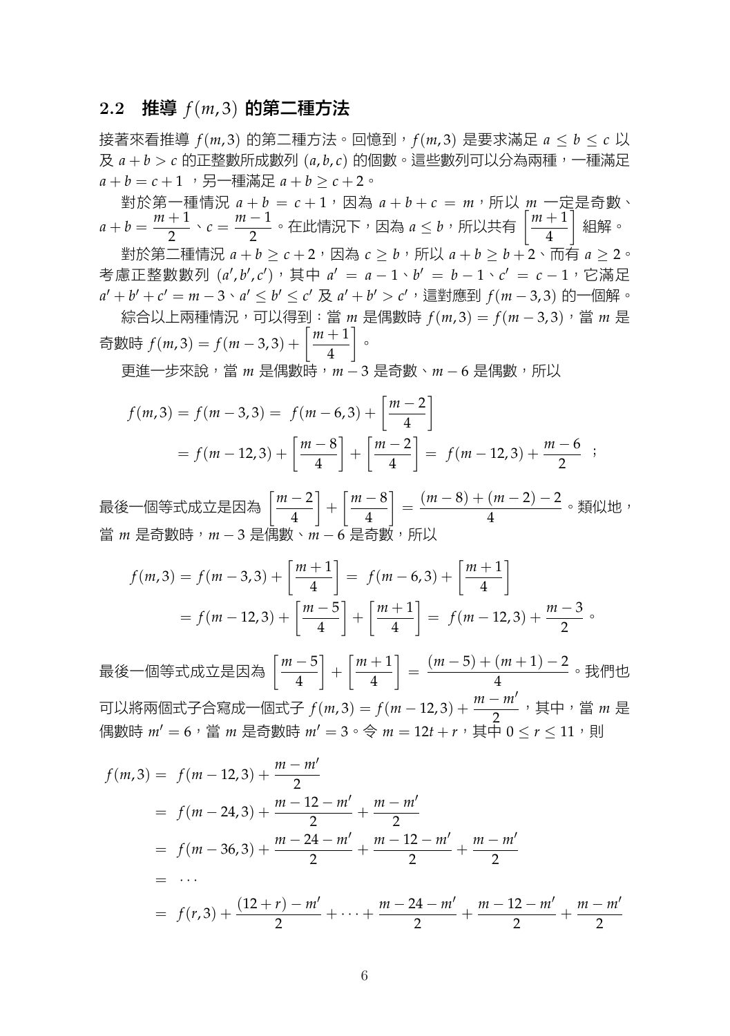## 2.2 推導 $f(m,3)$ 的第二種方法

接著來看推導 $f(m,3)$ 的第二種方法。回憶到，$f(m,3)$ 是要求滿足 $a \le b \le c$ 以及 $a+b>c$ 的正整數所成數列 $(a,b,c)$ 的個數。這些數列可以分為兩種，一種滿足 $a+b=c+1$ ，另一種滿足 $a+b \ge c+2$。

對於第一種情況 $a+b=c+1$，因為 $a+b+c=m$，所以 $m$ 一定是奇數、$a+b=\dfrac{m+1}{2}$、$c=\dfrac{m-1}{2}$。在此情況下，因為 $a \le b$，所以共有 $\left[\dfrac{m+1}{4}\right]$ 組解。

對於第二種情況 $a+b \ge c+2$，因為 $c \ge b$，所以 $a+b \ge b+2$、而有 $a \ge 2$。考慮正整數數列 $(a',b',c')$，其中 $a'=a-1$、$b'=b-1$、$c'=c-1$，它滿足 $a'+b'+c'=m-3$、$a' \le b' \le c'$ 及 $a'+b'>c'$，這對應到 $f(m-3,3)$ 的一個解。

綜合以上兩種情況，可以得到：當 $m$ 是偶數時 $f(m,3)=f(m-3,3)$，當 $m$ 是奇數時 $f(m,3)=f(m-3,3)+\left[\dfrac{m+1}{4}\right]$。

更進一步來說，當 $m$ 是偶數時，$m-3$ 是奇數、$m-6$ 是偶數，所以

$$
\begin{aligned}
f(m,3) &= f(m-3,3) = f(m-6,3)+\left[\frac{m-2}{4}\right] \\
&= f(m-12,3)+\left[\frac{m-8}{4}\right]+\left[\frac{m-2}{4}\right] = f(m-12,3)+\frac{m-6}{2} \ ;
\end{aligned}
$$

最後一個等式成立是因為 $\left[\dfrac{m-2}{4}\right]+\left[\dfrac{m-8}{4}\right]=\dfrac{(m-8)+(m-2)-2}{4}$。類似地，當 $m$ 是奇數時，$m-3$ 是偶數、$m-6$ 是奇數，所以

$$
\begin{aligned}
f(m,3) &= f(m-3,3)+\left[\frac{m+1}{4}\right] = f(m-6,3)+\left[\frac{m+1}{4}\right] \\
&= f(m-12,3)+\left[\frac{m-5}{4}\right]+\left[\frac{m+1}{4}\right] = f(m-12,3)+\frac{m-3}{2}\ 。
\end{aligned}
$$

最後一個等式成立是因為 $\left[\dfrac{m-5}{4}\right]+\left[\dfrac{m+1}{4}\right]=\dfrac{(m-5)+(m+1)-2}{4}$。我們也可以將兩個式子合寫成一個式子 $f(m,3)=f(m-12,3)+\dfrac{m-m'}{2}$，其中，當 $m$ 是偶數時 $m'=6$，當 $m$ 是奇數時 $m'=3$。令 $m=12t+r$，其中 $0 \le r \le 11$，則

$$
\begin{aligned}
f(m,3) &= f(m-12,3)+\frac{m-m'}{2} \\
&= f(m-24,3)+\frac{m-12-m'}{2}+\frac{m-m'}{2} \\
&= f(m-36,3)+\frac{m-24-m'}{2}+\frac{m-12-m'}{2}+\frac{m-m'}{2} \\
&= \cdots \\
&= f(r,3)+\frac{(12+r)-m'}{2}+\cdots+\frac{m-24-m'}{2}+\frac{m-12-m'}{2}+\frac{m-m'}{2}
\end{aligned}
$$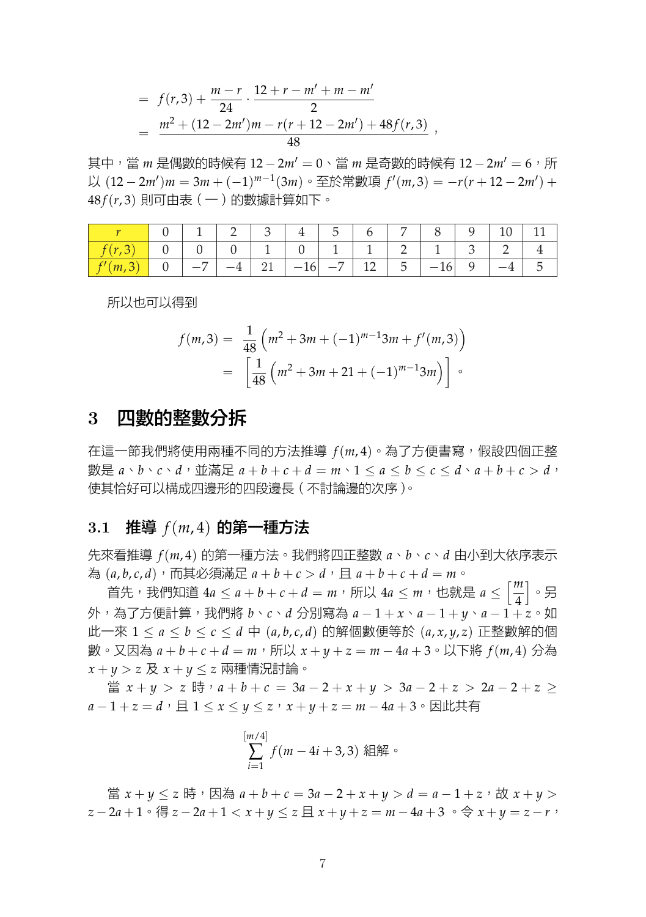$$
\begin{aligned}
&= f(r,3) + \frac{m-r}{24} \cdot \frac{12+r-m'+m-m'}{2} \\
&= \frac{m^2 + (12-2m')m - r(r+12-2m') + 48f(r,3)}{48},
\end{aligned}
$$

其中，當 $m$ 是偶數的時候有 $12-2m'=0$、當 $m$ 是奇數的時候有 $12-2m'=6$，所以 $(12-2m')m = 3m + (-1)^{m-1}(3m)$。至於常數項 $f'(m,3) = -r(r+12-2m') + 48f(r,3)$ 則可由表（一）的數據計算如下。

| $r$ | 0 | 1 | 2 | 3 | 4 | 5 | 6 | 7 | 8 | 9 | 10 | 11 |
|---|---|---|---|---|---|---|---|---|---|---|---|---|
| $f(r,3)$ | 0 | 0 | 0 | 1 | 0 | 1 | 1 | 2 | 1 | 3 | 2 | 4 |
| $f'(m,3)$ | 0 | $-7$ | $-4$ | 21 | $-16$ | $-7$ | 12 | 5 | $-16$ | 9 | $-4$ | 5 |

所以也可以得到

$$
\begin{aligned}
f(m,3) &= \frac{1}{48}\left(m^2 + 3m + (-1)^{m-1}3m + f'(m,3)\right) \\
&= \left[\frac{1}{48}\left(m^2 + 3m + 21 + (-1)^{m-1}3m\right)\right]。
\end{aligned}
$$

## 3 四數的整數分拆

在這一節我們將使用兩種不同的方法推導 $f(m,4)$。為了方便書寫，假設四個正整數是 $a$、$b$、$c$、$d$，並滿足 $a+b+c+d=m$、$1 \le a \le b \le c \le d$、$a+b+c>d$，使其恰好可以構成四邊形的四段邊長（不討論邊的次序）。

### 3.1 推導 $f(m,4)$ 的第一種方法

先來看推導 $f(m,4)$ 的第一種方法。我們將四正整數 $a$、$b$、$c$、$d$ 由小到大依序表示為 $(a,b,c,d)$，而其必須滿足 $a+b+c>d$，且 $a+b+c+d=m$。

首先，我們知道 $4a \le a+b+c+d = m$，所以 $4a \le m$，也就是 $a \le \left[\frac{m}{4}\right]$。另外，為了方便計算，我們將 $b$、$c$、$d$ 分別寫為 $a-1+x$、$a-1+y$、$a-1+z$。如此一來 $1 \le a \le b \le c \le d$ 中 $(a,b,c,d)$ 的解個數便等於 $(a,x,y,z)$ 正整數解的個數。又因為 $a+b+c+d=m$，所以 $x+y+z = m-4a+3$。以下將 $f(m,4)$ 分為 $x+y>z$ 及 $x+y \le z$ 兩種情況討論。

當 $x+y>z$ 時，$a+b+c = 3a-2+x+y > 3a-2+z > 2a-2+z \ge a-1+z = d$，且 $1 \le x \le y \le z$，$x+y+z = m-4a+3$。因此共有

$$
\sum_{i=1}^{[m/4]} f(m-4i+3,3) \text{ 組解。}
$$

當 $x+y \le z$ 時，因為 $a+b+c = 3a-2+x+y > d = a-1+z$，故 $x+y > z-2a+1$。得 $z-2a+1 < x+y \le z$ 且 $x+y+z = m-4a+3$。令 $x+y = z-r$，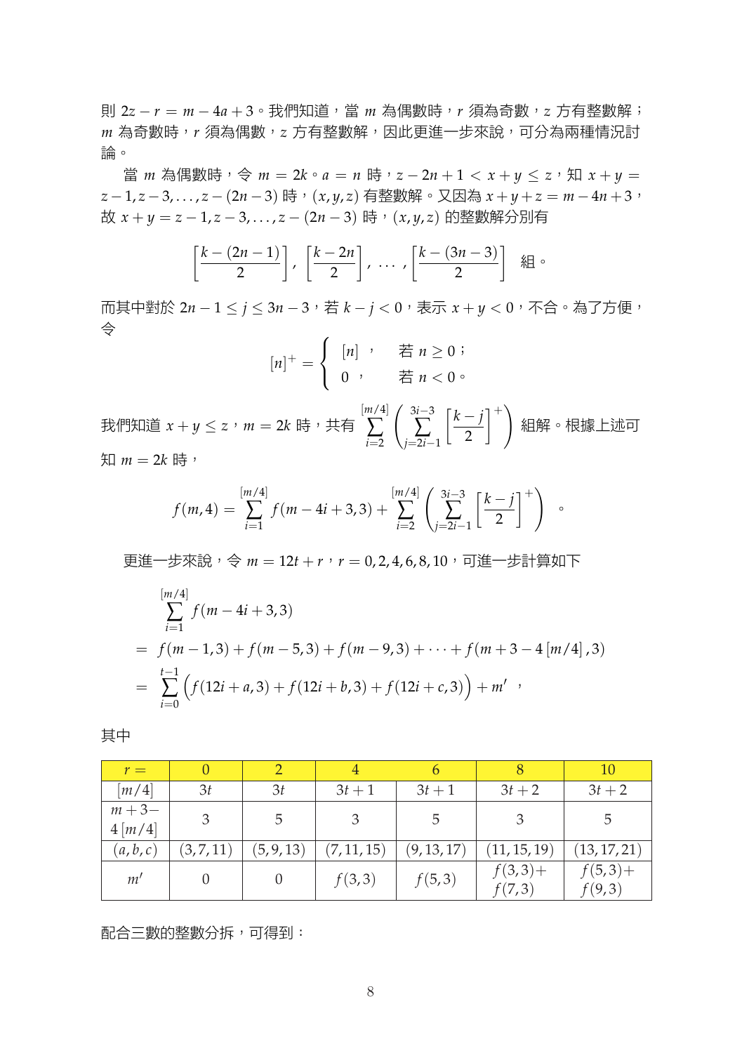則 $2z - r = m - 4a + 3$。我們知道，當 $m$ 為偶數時，$r$ 須為奇數，$z$ 方有整數解；$m$ 為奇數時，$r$ 須為偶數，$z$ 方有整數解，因此更進一步來說，可分為兩種情況討論。

當 $m$ 為偶數時，令 $m = 2k$。$a = n$ 時，$z - 2n + 1 < x + y \leq z$，知 $x + y = z - 1, z - 3, \ldots, z - (2n - 3)$ 時，$(x, y, z)$ 有整數解。又因為 $x + y + z = m - 4n + 3$，故 $x + y = z - 1, z - 3, \ldots, z - (2n - 3)$ 時，$(x, y, z)$ 的整數解分別有

$$\left[\frac{k - (2n-1)}{2}\right], \left[\frac{k - 2n}{2}\right], \cdots, \left[\frac{k - (3n-3)}{2}\right] \quad 組。$$

而其中對於 $2n - 1 \leq j \leq 3n - 3$，若 $k - j < 0$，表示 $x + y < 0$，不合。為了方便，令

$$[n]^+ = \begin{cases} [n] \text{，} & 若\ n \geq 0\text{；} \\ 0 \text{，} & 若\ n < 0\text{。} \end{cases}$$

我們知道 $x + y \leq z$，$m = 2k$ 時，共有 $\displaystyle\sum_{i=2}^{[m/4]} \left( \sum_{j=2i-1}^{3i-3} \left[\frac{k-j}{2}\right]^+ \right)$ 組解。根據上述可知 $m = 2k$ 時，

$$f(m, 4) = \sum_{i=1}^{[m/4]} f(m - 4i + 3, 3) + \sum_{i=2}^{[m/4]} \left( \sum_{j=2i-1}^{3i-3} \left[\frac{k-j}{2}\right]^+ \right) \quad 。$$

更進一步來說，令 $m = 12t + r$，$r = 0, 2, 4, 6, 8, 10$，可進一步計算如下

$$\begin{aligned}
& \sum_{i=1}^{[m/4]} f(m - 4i + 3, 3) \\
= \;& f(m-1, 3) + f(m-5, 3) + f(m-9, 3) + \cdots + f(m + 3 - 4[m/4], 3) \\
= \;& \sum_{i=0}^{t-1} \Big( f(12i + a, 3) + f(12i + b, 3) + f(12i + c, 3) \Big) + m' \quad ,
\end{aligned}$$

其中

| $r =$ | 0 | 2 | 4 | 6 | 8 | 10 |
|---|---|---|---|---|---|---|
| $[m/4]$ | $3t$ | $3t$ | $3t+1$ | $3t+1$ | $3t+2$ | $3t+2$ |
| $m + 3 - 4[m/4]$ | 3 | 5 | 3 | 5 | 3 | 5 |
| $(a, b, c)$ | $(3, 7, 11)$ | $(5, 9, 13)$ | $(7, 11, 15)$ | $(9, 13, 17)$ | $(11, 15, 19)$ | $(13, 17, 21)$ |
| $m'$ | 0 | 0 | $f(3,3)$ | $f(5,3)$ | $f(3,3) + f(7,3)$ | $f(5,3) + f(9,3)$ |

配合三數的整數分拆，可得到：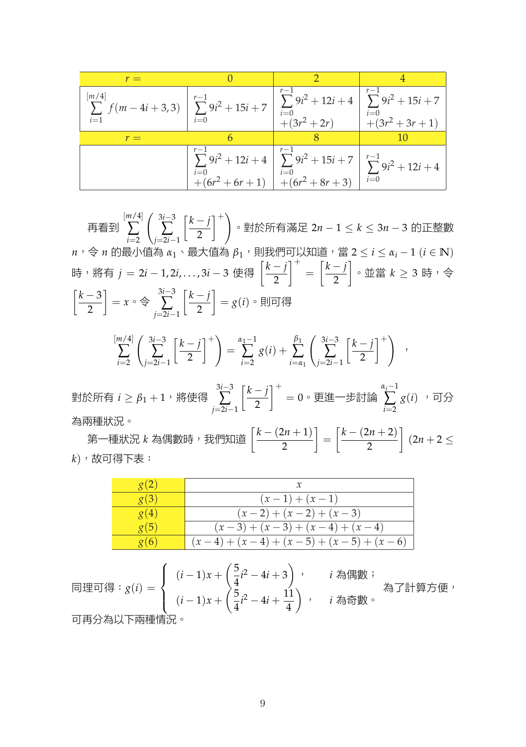| $r=$ | 0 | 2 | 4 |
|---|---|---|---|
| $\sum_{i=1}^{[m/4]} f(m-4i+3,3)$ | $\sum_{i=0}^{r-1} 9i^2+15i+7$ | $\sum_{i=0}^{r-1} 9i^2+12i+4$ $+(3r^2+2r)$ | $\sum_{i=0}^{r-1} 9i^2+15i+7$ $+(3r^2+3r+1)$ |
| $r=$ | 6 | 8 | 10 |
| | $\sum_{i=0}^{r-1} 9i^2+12i+4$ $+(6r^2+6r+1)$ | $\sum_{i=0}^{r-1} 9i^2+15i+7$ $+(6r^2+8r+3)$ | $\sum_{i=0}^{r-1} 9i^2+12i+4$ |

再看到 $\sum_{i=2}^{[m/4]}\left(\sum_{j=2i-1}^{3i-3}\left[\frac{k-j}{2}\right]^+\right)$。對於所有滿足 $2n-1\leq k\leq 3n-3$ 的正整數 $n$，令 $n$ 的最小值為 $\alpha_1$、最大值為 $\beta_1$，則我們可以知道，當 $2\leq i\leq \alpha_i-1$ $(i\in\mathbb{N})$ 時，將有 $j=2i-1,2i,\ldots,3i-3$ 使得 $\left[\frac{k-j}{2}\right]^+=\left[\frac{k-j}{2}\right]$。並當 $k\geq 3$ 時，令 $\left[\frac{k-3}{2}\right]=x$。令 $\sum_{j=2i-1}^{3i-3}\left[\frac{k-j}{2}\right]=g(i)$。則可得

$$\sum_{i=2}^{[m/4]}\left(\sum_{j=2i-1}^{3i-3}\left[\frac{k-j}{2}\right]^+\right)=\sum_{i=2}^{\alpha_1-1}g(i)+\sum_{i=\alpha_1}^{\beta_1}\left(\sum_{j=2i-1}^{3i-3}\left[\frac{k-j}{2}\right]^+\right),$$

對於所有 $i\geq\beta_1+1$，將使得 $\sum_{j=2i-1}^{3i-3}\left[\frac{k-j}{2}\right]^+=0$。更進一步討論 $\sum_{i=2}^{\alpha_i-1}g(i)$，可分為兩種狀況。

第一種狀況 $k$ 為偶數時，我們知道 $\left[\frac{k-(2n+1)}{2}\right]=\left[\frac{k-(2n+2)}{2}\right]$ $(2n+2\leq k)$，故可得下表：

| | |
|---|---|
| $g(2)$ | $x$ |
| $g(3)$ | $(x-1)+(x-1)$ |
| $g(4)$ | $(x-2)+(x-2)+(x-3)$ |
| $g(5)$ | $(x-3)+(x-3)+(x-4)+(x-4)$ |
| $g(6)$ | $(x-4)+(x-4)+(x-5)+(x-5)+(x-6)$ |

同理可得：$g(i)=\begin{cases}(i-1)x+\left(\frac{5}{4}i^2-4i+3\right), & i \text{ 為偶數；}\\ (i-1)x+\left(\frac{5}{4}i^2-4i+\frac{11}{4}\right), & i \text{ 為奇數。}\end{cases}$ 為了計算方便，可再分為以下兩種情況。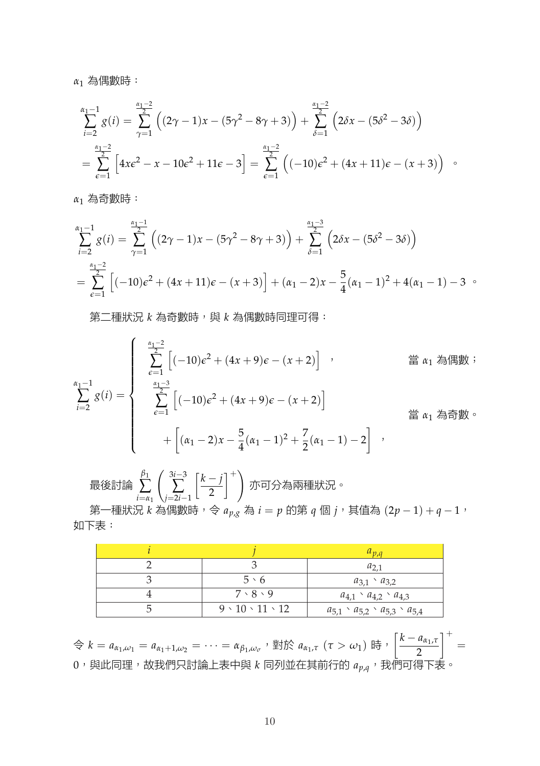$\alpha_1$ 為偶數時：

$$
\begin{aligned}
\sum_{i=2}^{\alpha_1-1} g(i) &= \sum_{\gamma=1}^{\frac{\alpha_1-2}{2}} \Big( (2\gamma-1)x - (5\gamma^2 - 8\gamma + 3) \Big) + \sum_{\delta=1}^{\frac{\alpha_1-2}{2}} \Big( 2\delta x - (5\delta^2 - 3\delta) \Big) \\
&= \sum_{\epsilon=1}^{\frac{\alpha_1-2}{2}} \Big[ 4x\epsilon^2 - x - 10\epsilon^2 + 11\epsilon - 3 \Big] = \sum_{\epsilon=1}^{\frac{\alpha_1-2}{2}} \Big( (-10)\epsilon^2 + (4x+11)\epsilon - (x+3) \Big) \text{ 。}
\end{aligned}
$$

$\alpha_1$ 為奇數時：

$$
\begin{aligned}
\sum_{i=2}^{\alpha_1-1} g(i) &= \sum_{\gamma=1}^{\frac{\alpha_1-1}{2}} \Big( (2\gamma-1)x - (5\gamma^2 - 8\gamma + 3) \Big) + \sum_{\delta=1}^{\frac{\alpha_1-3}{2}} \Big( 2\delta x - (5\delta^2 - 3\delta) \Big) \\
&= \sum_{\epsilon=1}^{\frac{\alpha_1-2}{2}} \Big[ (-10)\epsilon^2 + (4x+11)\epsilon - (x+3) \Big] + (\alpha_1 - 2)x - \frac{5}{4}(\alpha_1-1)^2 + 4(\alpha_1 - 1) - 3 \text{ 。}
\end{aligned}
$$

第二種狀況 $k$ 為奇數時，與 $k$ 為偶數時同理可得：

$$
\sum_{i=2}^{\alpha_1-1} g(i) = \begin{cases} \displaystyle\sum_{\epsilon=1}^{\frac{\alpha_1-2}{2}} \Big[ (-10)\epsilon^2 + (4x+9)\epsilon - (x+2) \Big] \text{ ，} & \text{當 } \alpha_1 \text{ 為偶數；} \\ \displaystyle\sum_{\epsilon=1}^{\frac{\alpha_1-3}{2}} \Big[ (-10)\epsilon^2 + (4x+9)\epsilon - (x+2) \Big] & \\ \quad + \Big[ (\alpha_1-2)x - \frac{5}{4}(\alpha_1-1)^2 + \frac{7}{2}(\alpha_1-1) - 2 \Big] \text{ ，} & \text{當 } \alpha_1 \text{ 為奇數。} \end{cases}
$$

最後討論 $\displaystyle\sum_{i=\alpha_1}^{\beta_1} \left( \sum_{j=2i-1}^{3i-3} \left[ \frac{k-j}{2} \right]^+ \right)$ 亦可分為兩種狀況。

第一種狀況 $k$ 為偶數時，令 $a_{p,g}$ 為 $i=p$ 的第 $q$ 個 $j$，其值為 $(2p-1)+q-1$，如下表：

| $i$ | $j$ | $a_{p,q}$ |
|---|---|---|
| 2 | 3 | $a_{2,1}$ |
| 3 | 5、6 | $a_{3,1}$、$a_{3,2}$ |
| 4 | 7、8、9 | $a_{4,1}$、$a_{4,2}$、$a_{4,3}$ |
| 5 | 9、10、11、12 | $a_{5,1}$、$a_{5,2}$、$a_{5,3}$、$a_{5,4}$ |

令 $k = a_{\alpha_1,\omega_1} = a_{\alpha_1+1,\omega_2} = \cdots = \alpha_{\beta_1,\omega_\sigma}$，對於 $a_{\alpha_1,\tau}$ $(\tau > \omega_1)$ 時，$\left[ \dfrac{k - a_{\alpha_1,\tau}}{2} \right]^+ = 0$，與此同理，故我們只討論上表中與 $k$ 同列並在其前行的 $a_{p,q}$，我們可得下表。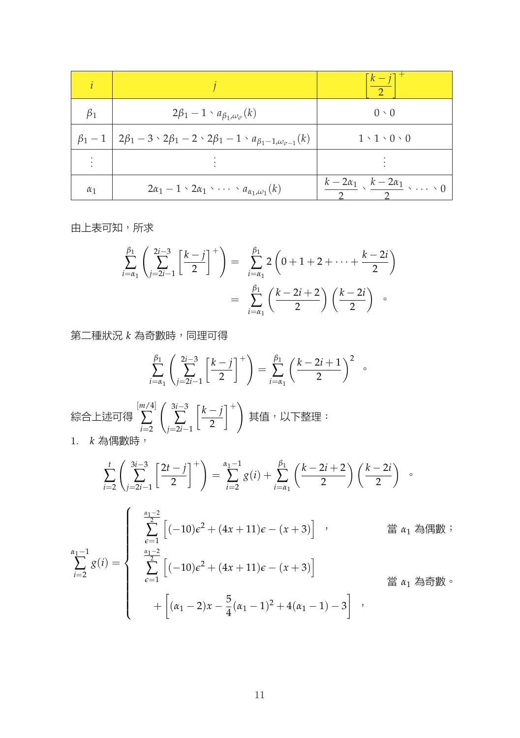| $i$ | $j$ | $\left[\dfrac{k-j}{2}\right]^{+}$ |
|---|---|---|
| $\beta_1$ | $2\beta_1-1$、$a_{\beta_1,\omega_\sigma}(k)$ | $0$、$0$ |
| $\beta_1-1$ | $2\beta_1-3$、$2\beta_1-2$、$2\beta_1-1$、$a_{\beta_1-1,\omega_{\sigma-1}}(k)$ | $1$、$1$、$0$、$0$ |
| $\vdots$ | $\vdots$ | $\vdots$ |
| $\alpha_1$ | $2\alpha_1-1$、$2\alpha_1$、$\cdots$、$a_{\alpha_1,\omega_1}(k)$ | $\dfrac{k-2\alpha_1}{2}$、$\dfrac{k-2\alpha_1}{2}$、$\cdots$、$0$ |

由上表可知，所求

$$
\begin{aligned}
\sum_{i=\alpha_1}^{\beta_1}\left(\sum_{j=2i-1}^{2i-3}\left[\frac{k-j}{2}\right]^{+}\right) &= \sum_{i=\alpha_1}^{\beta_1} 2\left(0+1+2+\cdots+\frac{k-2i}{2}\right) \\
&= \sum_{i=\alpha_1}^{\beta_1}\left(\frac{k-2i+2}{2}\right)\left(\frac{k-2i}{2}\right) \text{。}
\end{aligned}
$$

第二種狀況 $k$ 為奇數時，同理可得

$$
\sum_{i=\alpha_1}^{\beta_1}\left(\sum_{j=2i-1}^{2i-3}\left[\frac{k-j}{2}\right]^{+}\right) = \sum_{i=\alpha_1}^{\beta_1}\left(\frac{k-2i+1}{2}\right)^2 \text{。}
$$

綜合上述可得 $\displaystyle\sum_{i=2}^{[m/4]}\left(\sum_{j=2i-1}^{3i-3}\left[\frac{k-j}{2}\right]^{+}\right)$ 其值，以下整理：

1. $k$ 為偶數時，

$$
\sum_{i=2}^{t}\left(\sum_{j=2i-1}^{3i-3}\left[\frac{2t-j}{2}\right]^{+}\right) = \sum_{i=2}^{\alpha_1-1} g(i) + \sum_{i=\alpha_1}^{\beta_1}\left(\frac{k-2i+2}{2}\right)\left(\frac{k-2i}{2}\right) \text{。}
$$

$$
\sum_{i=2}^{\alpha_1-1} g(i) = \begin{cases}
\displaystyle\sum_{\epsilon=1}^{\frac{\alpha_1-2}{2}}\Big[(-10)\epsilon^2+(4x+11)\epsilon-(x+3)\Big] \text{，} & \text{當 } \alpha_1 \text{ 為偶數；} \\[2ex]
\displaystyle\sum_{\epsilon=1}^{\frac{\alpha_1-2}{2}}\Big[(-10)\epsilon^2+(4x+11)\epsilon-(x+3)\Big] & \\
\displaystyle\quad+\left[(\alpha_1-2)x-\frac{5}{4}(\alpha_1-1)^2+4(\alpha_1-1)-3\right] \text{，} & \text{當 } \alpha_1 \text{ 為奇數。}
\end{cases}
$$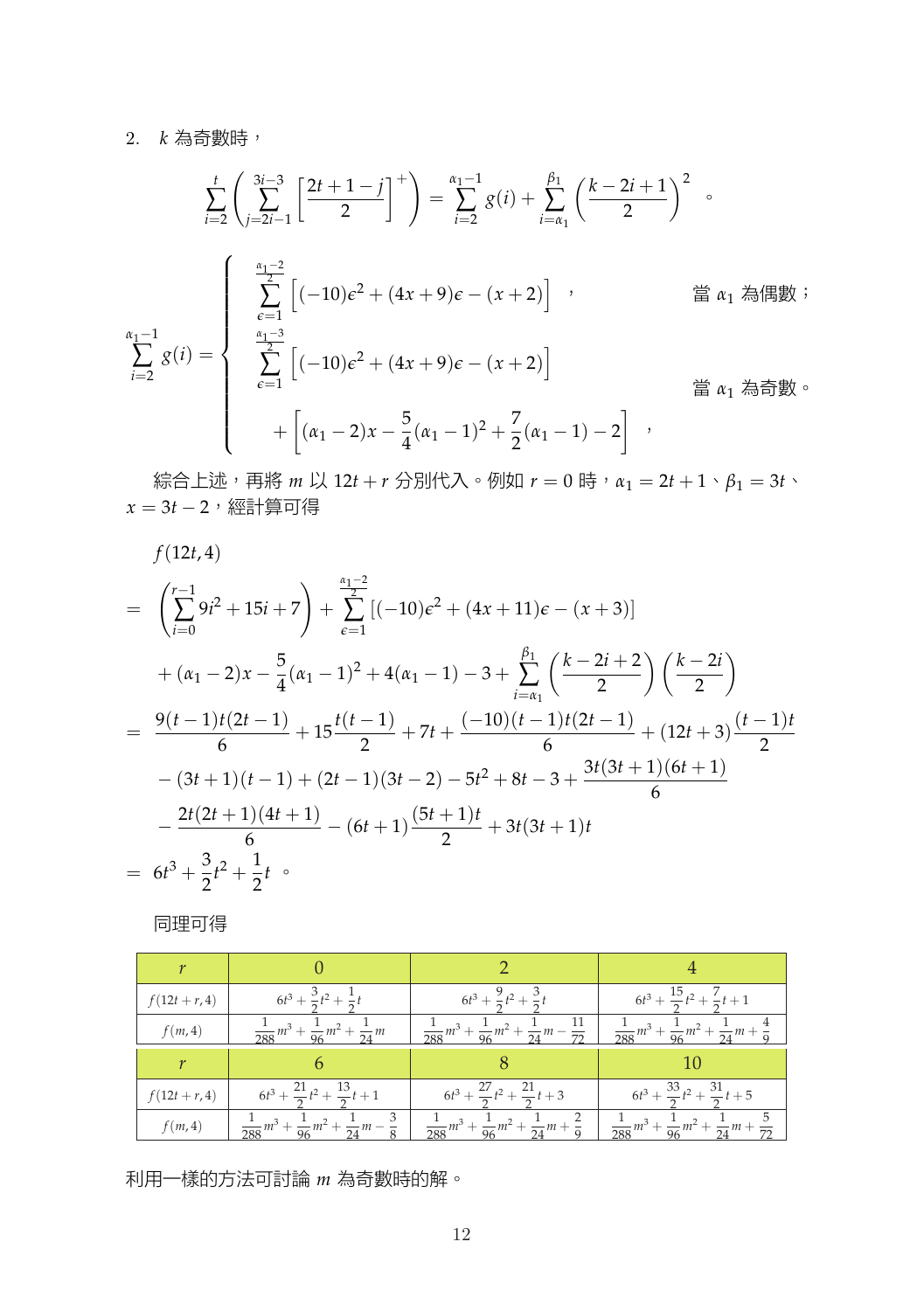2. $k$ 為奇數時，

$$\sum_{i=2}^{t}\left(\sum_{j=2i-1}^{3i-3}\left[\frac{2t+1-j}{2}\right]^{+}\right)=\sum_{i=2}^{\alpha_1-1}g(i)+\sum_{i=\alpha_1}^{\beta_1}\left(\frac{k-2i+1}{2}\right)^2 \text{ 。}$$

$$\sum_{i=2}^{\alpha_1-1}g(i)=\begin{cases}\displaystyle\sum_{\epsilon=1}^{\frac{\alpha_1-2}{2}}\left[(-10)\epsilon^2+(4x+9)\epsilon-(x+2)\right] \text{ ，} & \text{當 } \alpha_1 \text{ 為偶數；}\\ \displaystyle\sum_{\epsilon=1}^{\frac{\alpha_1-3}{2}}\left[(-10)\epsilon^2+(4x+9)\epsilon-(x+2)\right] & \\ \quad +\left[(\alpha_1-2)x-\frac{5}{4}(\alpha_1-1)^2+\frac{7}{2}(\alpha_1-1)-2\right] \text{ ，} & \text{當 } \alpha_1 \text{ 為奇數。}\end{cases}$$

綜合上述，再將 $m$ 以 $12t+r$ 分別代入。例如 $r=0$ 時，$\alpha_1=2t+1$、$\beta_1=3t$、$x=3t-2$，經計算可得

$$\begin{aligned}
&f(12t,4)\\
=&\left(\sum_{i=0}^{r-1}9i^2+15i+7\right)+\sum_{\epsilon=1}^{\frac{\alpha_1-2}{2}}[(-10)\epsilon^2+(4x+11)\epsilon-(x+3)]\\
&+(\alpha_1-2)x-\frac{5}{4}(\alpha_1-1)^2+4(\alpha_1-1)-3+\sum_{i=\alpha_1}^{\beta_1}\left(\frac{k-2i+2}{2}\right)\left(\frac{k-2i}{2}\right)\\
=&\frac{9(t-1)t(2t-1)}{6}+15\frac{t(t-1)}{2}+7t+\frac{(-10)(t-1)t(2t-1)}{6}+(12t+3)\frac{(t-1)t}{2}\\
&-(3t+1)(t-1)+(2t-1)(3t-2)-5t^2+8t-3+\frac{3t(3t+1)(6t+1)}{6}\\
&-\frac{2t(2t+1)(4t+1)}{6}-(6t+1)\frac{(5t+1)t}{2}+3t(3t+1)t\\
=&6t^3+\frac{3}{2}t^2+\frac{1}{2}t \text{ 。}
\end{aligned}$$

同理可得

| $r$ | 0 | 2 | 4 |
|---|---|---|---|
| $f(12t+r,4)$ | $6t^3+\frac{3}{2}t^2+\frac{1}{2}t$ | $6t^3+\frac{9}{2}t^2+\frac{3}{2}t$ | $6t^3+\frac{15}{2}t^2+\frac{7}{2}t+1$ |
| $f(m,4)$ | $\frac{1}{288}m^3+\frac{1}{96}m^2+\frac{1}{24}m$ | $\frac{1}{288}m^3+\frac{1}{96}m^2+\frac{1}{24}m-\frac{11}{72}$ | $\frac{1}{288}m^3+\frac{1}{96}m^2+\frac{1}{24}m+\frac{4}{9}$ |
| $r$ | 6 | 8 | 10 |
| $f(12t+r,4)$ | $6t^3+\frac{21}{2}t^2+\frac{13}{2}t+1$ | $6t^3+\frac{27}{2}t^2+\frac{21}{2}t+3$ | $6t^3+\frac{33}{2}t^2+\frac{31}{2}t+5$ |
| $f(m,4)$ | $\frac{1}{288}m^3+\frac{1}{96}m^2+\frac{1}{24}m-\frac{3}{8}$ | $\frac{1}{288}m^3+\frac{1}{96}m^2+\frac{1}{24}m+\frac{2}{9}$ | $\frac{1}{288}m^3+\frac{1}{96}m^2+\frac{1}{24}m+\frac{5}{72}$ |

利用一樣的方法可討論 $m$ 為奇數時的解。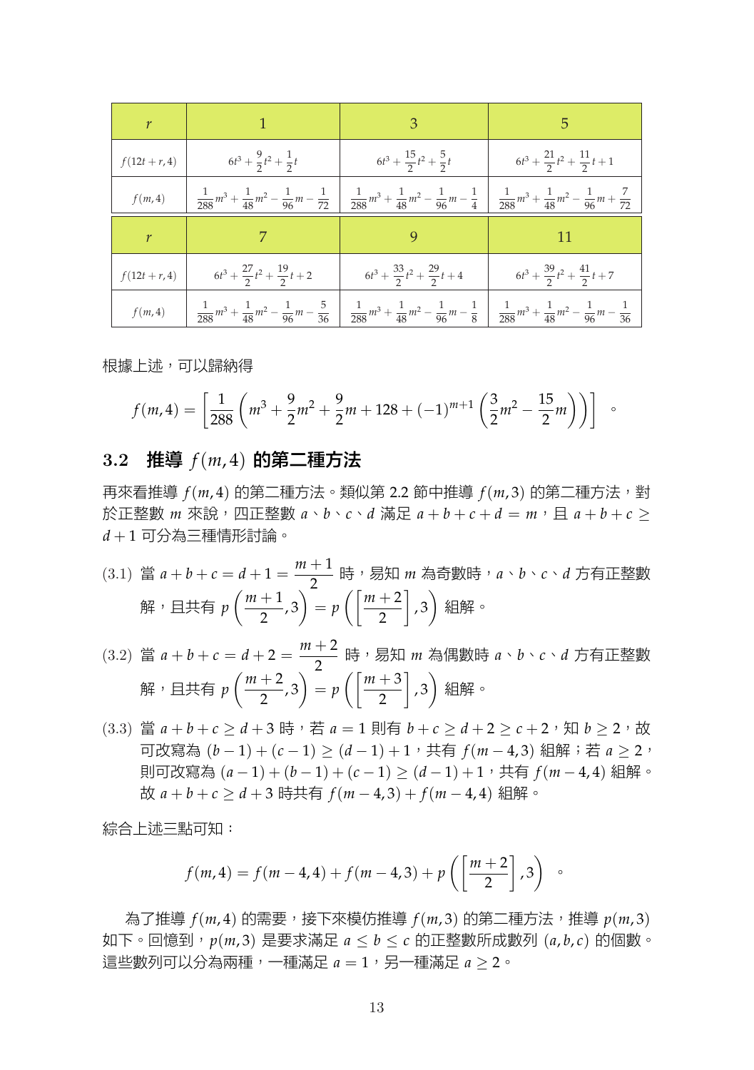| $r$ | 1 | 3 | 5 |
|---|---|---|---|
| $f(12t+r,4)$ | $6t^3+\frac{9}{2}t^2+\frac{1}{2}t$ | $6t^3+\frac{15}{2}t^2+\frac{5}{2}t$ | $6t^3+\frac{21}{2}t^2+\frac{11}{2}t+1$ |
| $f(m,4)$ | $\frac{1}{288}m^3+\frac{1}{48}m^2-\frac{1}{96}m-\frac{1}{72}$ | $\frac{1}{288}m^3+\frac{1}{48}m^2-\frac{1}{96}m-\frac{1}{4}$ | $\frac{1}{288}m^3+\frac{1}{48}m^2-\frac{1}{96}m+\frac{7}{72}$ |
| $r$ | 7 | 9 | 11 |
| $f(12t+r,4)$ | $6t^3+\frac{27}{2}t^2+\frac{19}{2}t+2$ | $6t^3+\frac{33}{2}t^2+\frac{29}{2}t+4$ | $6t^3+\frac{39}{2}t^2+\frac{41}{2}t+7$ |
| $f(m,4)$ | $\frac{1}{288}m^3+\frac{1}{48}m^2-\frac{1}{96}m-\frac{5}{36}$ | $\frac{1}{288}m^3+\frac{1}{48}m^2-\frac{1}{96}m-\frac{1}{8}$ | $\frac{1}{288}m^3+\frac{1}{48}m^2-\frac{1}{96}m-\frac{1}{36}$ |

根據上述，可以歸納得

$$f(m,4)=\left[\frac{1}{288}\left(m^3+\frac{9}{2}m^2+\frac{9}{2}m+128+(-1)^{m+1}\left(\frac{3}{2}m^2-\frac{15}{2}m\right)\right)\right] 。$$

## 3.2 推導 $f(m,4)$ 的第二種方法

再來看推導 $f(m,4)$ 的第二種方法。類似第 2.2 節中推導 $f(m,3)$ 的第二種方法，對於正整數 $m$ 來說，四正整數 $a$、$b$、$c$、$d$ 滿足 $a+b+c+d=m$，且 $a+b+c\geq d+1$ 可分為三種情形討論。

(3.1) 當 $a+b+c=d+1=\dfrac{m+1}{2}$ 時，易知 $m$ 為奇數時，$a$、$b$、$c$、$d$ 方有正整數解，且共有 $p\left(\dfrac{m+1}{2},3\right)=p\left(\left[\dfrac{m+2}{2}\right],3\right)$ 組解。

(3.2) 當 $a+b+c=d+2=\dfrac{m+2}{2}$ 時，易知 $m$ 為偶數時 $a$、$b$、$c$、$d$ 方有正整數解，且共有 $p\left(\dfrac{m+2}{2},3\right)=p\left(\left[\dfrac{m+3}{2}\right],3\right)$ 組解。

(3.3) 當 $a+b+c\geq d+3$ 時，若 $a=1$ 則有 $b+c\geq d+2\geq c+2$，知 $b\geq 2$，故可改寫為 $(b-1)+(c-1)\geq(d-1)+1$，共有 $f(m-4,3)$ 組解；若 $a\geq 2$，則可改寫為 $(a-1)+(b-1)+(c-1)\geq(d-1)+1$，共有 $f(m-4,4)$ 組解。故 $a+b+c\geq d+3$ 時共有 $f(m-4,3)+f(m-4,4)$ 組解。

綜合上述三點可知：

$$f(m,4)=f(m-4,4)+f(m-4,3)+p\left(\left[\frac{m+2}{2}\right],3\right) 。$$

為了推導 $f(m,4)$ 的需要，接下來模仿推導 $f(m,3)$ 的第二種方法，推導 $p(m,3)$ 如下。回憶到，$p(m,3)$ 是要求滿足 $a\leq b\leq c$ 的正整數所成數列 $(a,b,c)$ 的個數。這些數列可以分為兩種，一種滿足 $a=1$，另一種滿足 $a\geq 2$。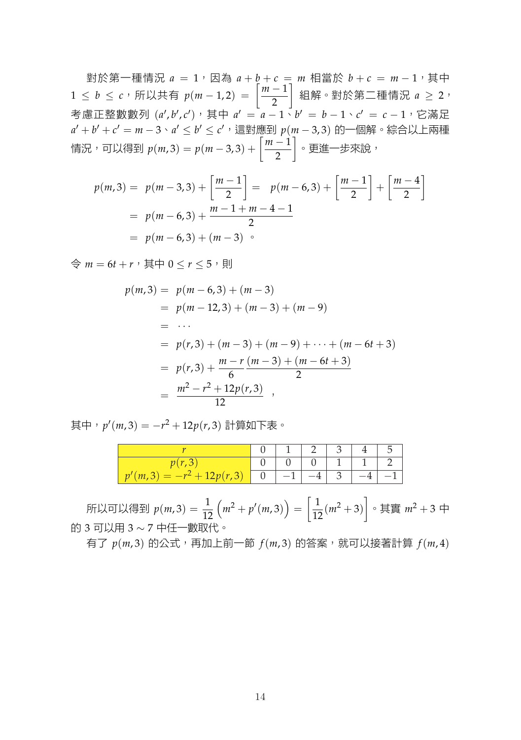對於第一種情況 $a = 1$，因為 $a+b+c = m$ 相當於 $b+c = m-1$，其中 $1 \le b \le c$，所以共有 $p(m-1,2) = \left[\dfrac{m-1}{2}\right]$ 組解。對於第二種情況 $a \ge 2$，考慮正整數數列 $(a', b', c')$，其中 $a' = a-1$、$b' = b-1$、$c' = c-1$，它滿足 $a'+b'+c' = m-3$、$a' \le b' \le c'$，這對應到 $p(m-3,3)$ 的一個解。綜合以上兩種情況，可以得到 $p(m,3) = p(m-3,3) + \left[\dfrac{m-1}{2}\right]$。更進一步來說，

$$
\begin{aligned}
p(m,3) = \ & p(m-3,3) + \left[\frac{m-1}{2}\right] = \ p(m-6,3) + \left[\frac{m-1}{2}\right] + \left[\frac{m-4}{2}\right] \\
= \ & p(m-6,3) + \frac{m-1+m-4-1}{2} \\
= \ & p(m-6,3) + (m-3) \ 。
\end{aligned}
$$

令 $m = 6t + r$，其中 $0 \le r \le 5$，則

$$
\begin{aligned}
p(m,3) = \ & p(m-6,3) + (m-3) \\
= \ & p(m-12,3) + (m-3) + (m-9) \\
= \ & \cdots \\
= \ & p(r,3) + (m-3) + (m-9) + \cdots + (m-6t+3) \\
= \ & p(r,3) + \frac{m-r}{6}\,\frac{(m-3)+(m-6t+3)}{2} \\
= \ & \frac{m^2 - r^2 + 12p(r,3)}{12} \quad ,
\end{aligned}
$$

其中，$p'(m,3) = -r^2 + 12p(r,3)$ 計算如下表。

| $r$ | 0 | 1 | 2 | 3 | 4 | 5 |
|---|---|---|---|---|---|---|
| $p(r,3)$ | 0 | 0 | 0 | 1 | 1 | 2 |
| $p'(m,3) = -r^2 + 12p(r,3)$ | 0 | $-1$ | $-4$ | 3 | $-4$ | $-1$ |

所以可以得到 $p(m,3) = \dfrac{1}{12}\Big(m^2 + p'(m,3)\Big) = \left[\dfrac{1}{12}(m^2+3)\right]$。其實 $m^2+3$ 中的 3 可以用 $3 \sim 7$ 中任一數取代。

有了 $p(m,3)$ 的公式，再加上前一節 $f(m,3)$ 的答案，就可以接著計算 $f(m,4)$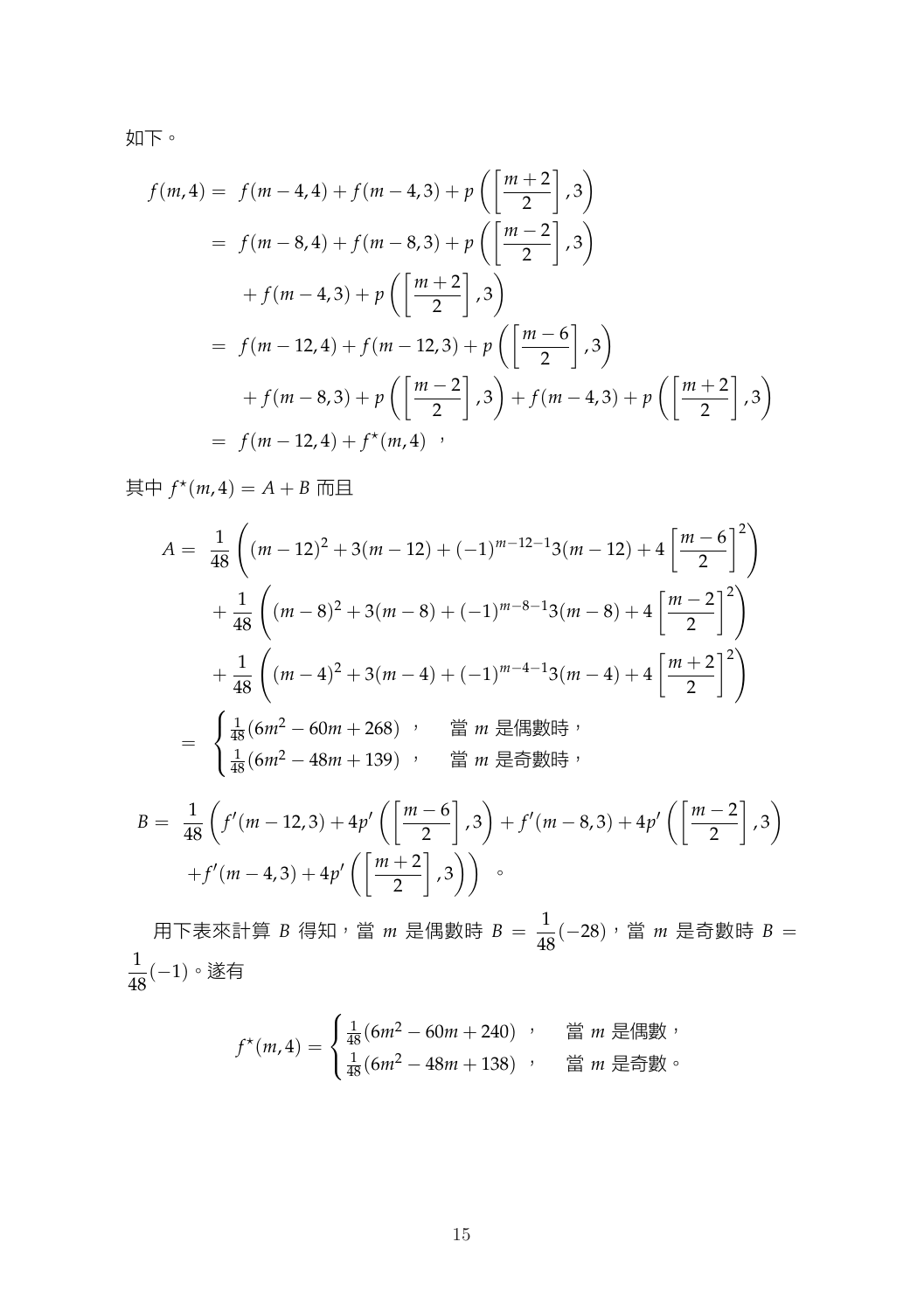如下。

$$
\begin{aligned}
f(m,4) = \;& f(m-4,4) + f(m-4,3) + p\left(\left[\frac{m+2}{2}\right],3\right) \\
= \;& f(m-8,4) + f(m-8,3) + p\left(\left[\frac{m-2}{2}\right],3\right) \\
& + f(m-4,3) + p\left(\left[\frac{m+2}{2}\right],3\right) \\
= \;& f(m-12,4) + f(m-12,3) + p\left(\left[\frac{m-6}{2}\right],3\right) \\
& + f(m-8,3) + p\left(\left[\frac{m-2}{2}\right],3\right) + f(m-4,3) + p\left(\left[\frac{m+2}{2}\right],3\right) \\
= \;& f(m-12,4) + f^{\star}(m,4) \text{ ，}
\end{aligned}
$$

其中 $f^{\star}(m,4) = A + B$ 而且

$$
\begin{aligned}
A = \;& \frac{1}{48}\left((m-12)^2 + 3(m-12) + (-1)^{m-12-1}3(m-12) + 4\left[\frac{m-6}{2}\right]^2\right) \\
& + \frac{1}{48}\left((m-8)^2 + 3(m-8) + (-1)^{m-8-1}3(m-8) + 4\left[\frac{m-2}{2}\right]^2\right) \\
& + \frac{1}{48}\left((m-4)^2 + 3(m-4) + (-1)^{m-4-1}3(m-4) + 4\left[\frac{m+2}{2}\right]^2\right) \\
= \;& \begin{cases} \frac{1}{48}(6m^2 - 60m + 268) \text{ ，} & \text{當 } m \text{ 是偶數時，} \\ \frac{1}{48}(6m^2 - 48m + 139) \text{ ，} & \text{當 } m \text{ 是奇數時，} \end{cases}
\end{aligned}
$$

$$
\begin{aligned}
B = \;& \frac{1}{48}\left(f'(m-12,3) + 4p'\left(\left[\frac{m-6}{2}\right],3\right) + f'(m-8,3) + 4p'\left(\left[\frac{m-2}{2}\right],3\right)\right. \\
& \left. + f'(m-4,3) + 4p'\left(\left[\frac{m+2}{2}\right],3\right)\right) \text{ 。}
\end{aligned}
$$

用下表來計算 $B$ 得知，當 $m$ 是偶數時 $B = \frac{1}{48}(-28)$，當 $m$ 是奇數時 $B = \frac{1}{48}(-1)$。遂有

$$
f^{\star}(m,4) = \begin{cases} \frac{1}{48}(6m^2 - 60m + 240) \text{ ，} & \text{當 } m \text{ 是偶數，} \\ \frac{1}{48}(6m^2 - 48m + 138) \text{ ，} & \text{當 } m \text{ 是奇數。} \end{cases}
$$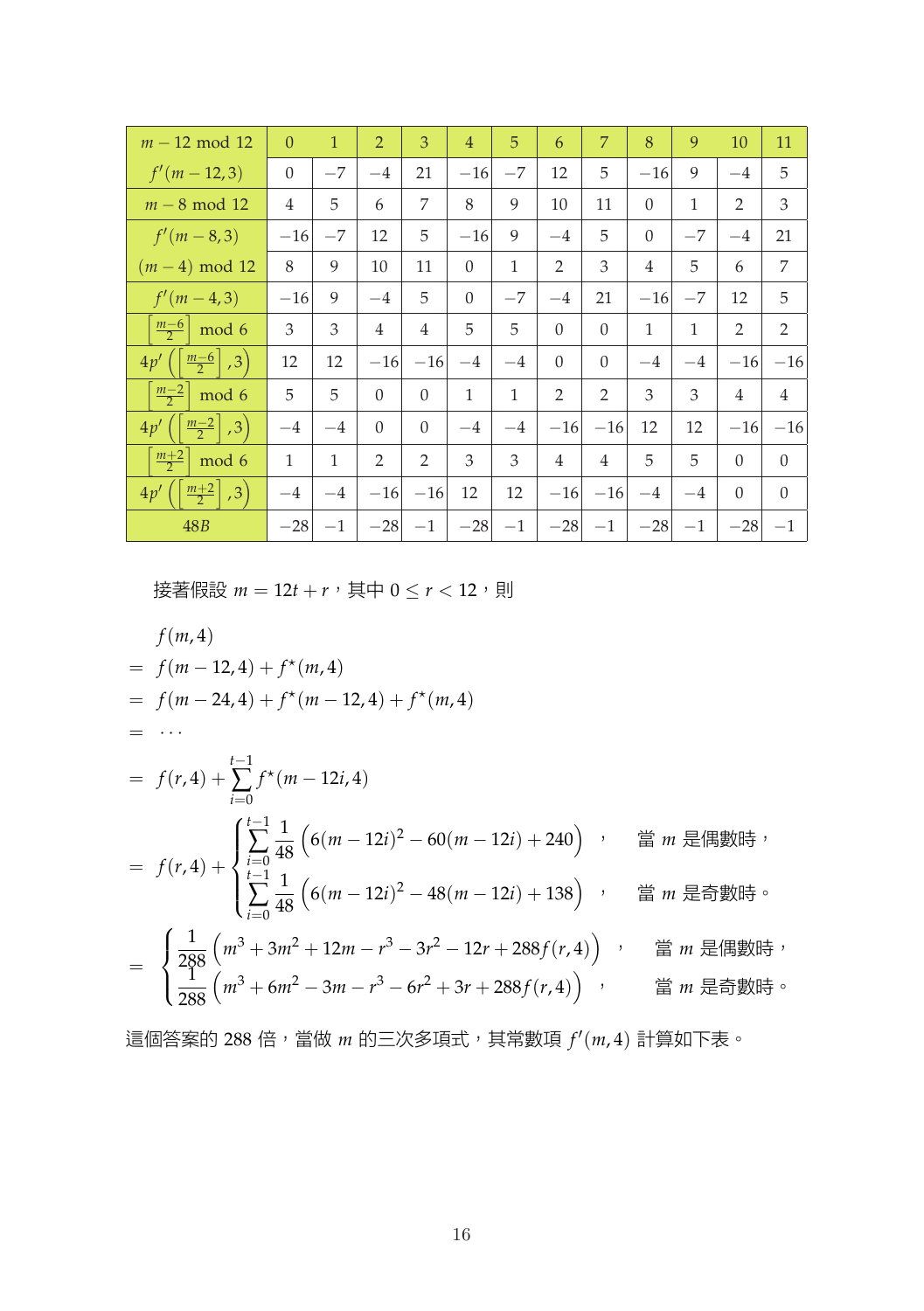| $m-12 \bmod 12$ | 0 | 1 | 2 | 3 | 4 | 5 | 6 | 7 | 8 | 9 | 10 | 11 |
|---|---|---|---|---|---|---|---|---|---|---|---|---|
| $f'(m-12,3)$ | 0 | $-7$ | $-4$ | 21 | $-16$ | $-7$ | 12 | 5 | $-16$ | 9 | $-4$ | 5 |
| $m-8 \bmod 12$ | 4 | 5 | 6 | 7 | 8 | 9 | 10 | 11 | 0 | 1 | 2 | 3 |
| $f'(m-8,3)$ | $-16$ | $-7$ | 12 | 5 | $-16$ | 9 | $-4$ | 5 | 0 | $-7$ | $-4$ | 21 |
| $(m-4) \bmod 12$ | 8 | 9 | 10 | 11 | 0 | 1 | 2 | 3 | 4 | 5 | 6 | 7 |
| $f'(m-4,3)$ | $-16$ | 9 | $-4$ | 5 | 0 | $-7$ | $-4$ | 21 | $-16$ | $-7$ | 12 | 5 |
| $\left[\frac{m-6}{2}\right] \bmod 6$ | 3 | 3 | 4 | 4 | 5 | 5 | 0 | 0 | 1 | 1 | 2 | 2 |
| $4p'\left(\left[\frac{m-6}{2}\right],3\right)$ | 12 | 12 | $-16$ | $-16$ | $-4$ | $-4$ | 0 | 0 | $-4$ | $-4$ | $-16$ | $-16$ |
| $\left[\frac{m-2}{2}\right] \bmod 6$ | 5 | 5 | 0 | 0 | 1 | 1 | 2 | 2 | 3 | 3 | 4 | 4 |
| $4p'\left(\left[\frac{m-2}{2}\right],3\right)$ | $-4$ | $-4$ | 0 | 0 | $-4$ | $-4$ | $-16$ | $-16$ | 12 | 12 | $-16$ | $-16$ |
| $\left[\frac{m+2}{2}\right] \bmod 6$ | 1 | 1 | 2 | 2 | 3 | 3 | 4 | 4 | 5 | 5 | 0 | 0 |
| $4p'\left(\left[\frac{m+2}{2}\right],3\right)$ | $-4$ | $-4$ | $-16$ | $-16$ | 12 | 12 | $-16$ | $-16$ | $-4$ | $-4$ | 0 | 0 |
| $48B$ | $-28$ | $-1$ | $-28$ | $-1$ | $-28$ | $-1$ | $-28$ | $-1$ | $-28$ | $-1$ | $-28$ | $-1$ |

接著假設 $m = 12t + r$，其中 $0 \le r < 12$，則

$$
\begin{aligned}
& f(m,4) \\
= \; & f(m-12,4) + f^{\star}(m,4) \\
= \; & f(m-24,4) + f^{\star}(m-12,4) + f^{\star}(m,4) \\
= \; & \cdots \\
= \; & f(r,4) + \sum_{i=0}^{t-1} f^{\star}(m-12i,4) \\
= \; & f(r,4) + \begin{cases} \displaystyle\sum_{i=0}^{t-1} \frac{1}{48}\left(6(m-12i)^2 - 60(m-12i) + 240\right) \text{，} & \text{當 } m \text{ 是偶數時，} \\ \displaystyle\sum_{i=0}^{t-1} \frac{1}{48}\left(6(m-12i)^2 - 48(m-12i) + 138\right) \text{，} & \text{當 } m \text{ 是奇數時。} \end{cases} \\
= \; & \begin{cases} \dfrac{1}{288}\left(m^3 + 3m^2 + 12m - r^3 - 3r^2 - 12r + 288f(r,4)\right) \text{，} & \text{當 } m \text{ 是偶數時，} \\ \dfrac{1}{288}\left(m^3 + 6m^2 - 3m - r^3 - 6r^2 + 3r + 288f(r,4)\right) \text{，} & \text{當 } m \text{ 是奇數時。} \end{cases}
\end{aligned}
$$

這個答案的 288 倍，當做 $m$ 的三次多項式，其常數項 $f'(m,4)$ 計算如下表。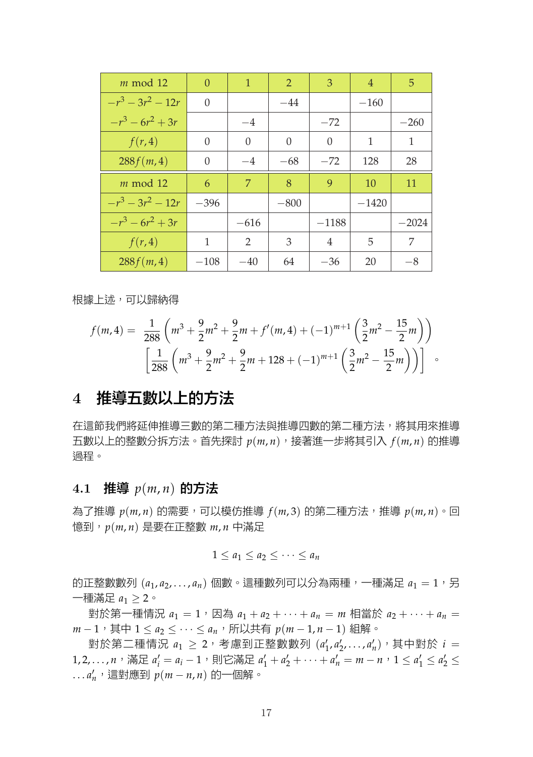| $m$ mod 12 | 0 | 1 | 2 | 3 | 4 | 5 |
|---|---|---|---|---|---|---|
| $-r^3-3r^2-12r$ | 0 | | $-44$ | | $-160$ | |
| $-r^3-6r^2+3r$ | | $-4$ | | $-72$ | | $-260$ |
| $f(r,4)$ | 0 | 0 | 0 | 0 | 1 | 1 |
| $288f(m,4)$ | 0 | $-4$ | $-68$ | $-72$ | 128 | 28 |
| $m$ mod 12 | 6 | 7 | 8 | 9 | 10 | 11 |
| $-r^3-3r^2-12r$ | $-396$ | | $-800$ | | $-1420$ | |
| $-r^3-6r^2+3r$ | | $-616$ | | $-1188$ | | $-2024$ |
| $f(r,4)$ | 1 | 2 | 3 | 4 | 5 | 7 |
| $288f(m,4)$ | $-108$ | $-40$ | 64 | $-36$ | 20 | $-8$ |

根據上述，可以歸納得

$$f(m,4) = \frac{1}{288}\left(m^3+\frac{9}{2}m^2+\frac{9}{2}m+f'(m,4)+(-1)^{m+1}\left(\frac{3}{2}m^2-\frac{15}{2}m\right)\right)$$
$$\left[\frac{1}{288}\left(m^3+\frac{9}{2}m^2+\frac{9}{2}m+128+(-1)^{m+1}\left(\frac{3}{2}m^2-\frac{15}{2}m\right)\right)\right]\text{。}$$

# 4 推導五數以上的方法

在這節我們將延伸推導三數的第二種方法與推導四數的第二種方法，將其用來推導五數以上的整數分拆方法。首先探討 $p(m,n)$，接著進一步將其引入 $f(m,n)$ 的推導過程。

## 4.1 推導 $p(m,n)$ 的方法

為了推導 $p(m,n)$ 的需要，可以模仿推導 $f(m,3)$ 的第二種方法，推導 $p(m,n)$。回憶到，$p(m,n)$ 是要在正整數 $m,n$ 中滿足

$$1 \leq a_1 \leq a_2 \leq \cdots \leq a_n$$

的正整數數列 $(a_1,a_2,\ldots,a_n)$ 個數。這種數列可以分為兩種，一種滿足 $a_1=1$，另一種滿足 $a_1 \geq 2$。

對於第一種情況 $a_1=1$，因為 $a_1+a_2+\cdots+a_n=m$ 相當於 $a_2+\cdots+a_n=m-1$，其中 $1 \leq a_2 \leq \cdots \leq a_n$，所以共有 $p(m-1,n-1)$ 組解。

對於第二種情況 $a_1 \geq 2$，考慮到正整數數列 $(a'_1,a'_2,\ldots,a'_n)$，其中對於 $i=1,2,\ldots,n$，滿足 $a'_i=a_i-1$，則它滿足 $a'_1+a'_2+\cdots+a'_n=m-n$，$1 \leq a'_1 \leq a'_2 \leq \ldots a'_n$，這對應到 $p(m-n,n)$ 的一個解。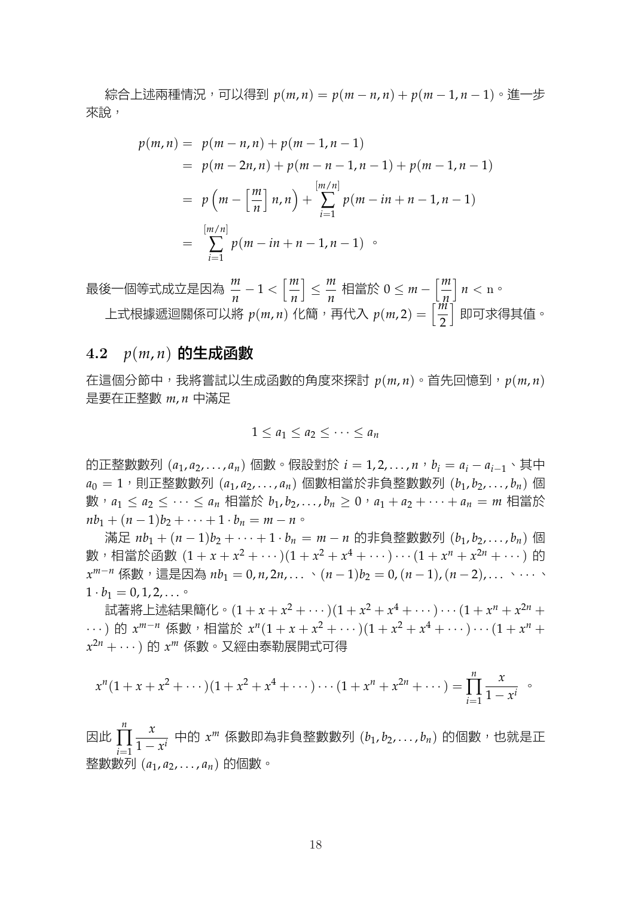綜合上述兩種情況，可以得到 $p(m,n) = p(m-n,n) + p(m-1,n-1)$。進一步來說，

$$
\begin{aligned}
p(m,n) &= p(m-n,n) + p(m-1,n-1) \\
&= p(m-2n,n) + p(m-n-1,n-1) + p(m-1,n-1) \\
&= p\left(m - \left[\frac{m}{n}\right]n, n\right) + \sum_{i=1}^{[m/n]} p(m-in+n-1,n-1) \\
&= \sum_{i=1}^{[m/n]} p(m-in+n-1,n-1) \text{ 。}
\end{aligned}
$$

最後一個等式成立是因為 $\frac{m}{n} - 1 < \left[\frac{m}{n}\right] \leq \frac{m}{n}$ 相當於 $0 \leq m - \left[\frac{m}{n}\right] n < \mathrm{n}$。

上式根據遞迴關係可以將 $p(m,n)$ 化簡，再代入 $p(m,2) = \left[\frac{m}{2}\right]$ 即可求得其值。

## 4.2 $p(m,n)$ 的生成函數

在這個分節中，我將嘗試以生成函數的角度來探討 $p(m,n)$。首先回憶到，$p(m,n)$ 是要在正整數 $m,n$ 中滿足

$$1 \leq a_1 \leq a_2 \leq \cdots \leq a_n$$

的正整數數列 $(a_1,a_2,\ldots,a_n)$ 個數。假設對於 $i = 1,2,\ldots,n$，$b_i = a_i - a_{i-1}$、其中 $a_0 = 1$，則正整數數列 $(a_1,a_2,\ldots,a_n)$ 個數相當於非負整數數列 $(b_1,b_2,\ldots,b_n)$ 個數，$a_1 \leq a_2 \leq \cdots \leq a_n$ 相當於 $b_1,b_2,\ldots,b_n \geq 0$，$a_1 + a_2 + \cdots + a_n = m$ 相當於 $nb_1 + (n-1)b_2 + \cdots + 1 \cdot b_n = m - n$。

滿足 $nb_1 + (n-1)b_2 + \cdots + 1 \cdot b_n = m - n$ 的非負整數數列 $(b_1,b_2,\ldots,b_n)$ 個數，相當於函數 $(1 + x + x^2 + \cdots)(1 + x^2 + x^4 + \cdots)\cdots(1 + x^n + x^{2n} + \cdots)$ 的 $x^{m-n}$ 係數，這是因為 $nb_1 = 0, n, 2n, \ldots$、$(n-1)b_2 = 0, (n-1), (n-2), \ldots$、$\cdots$、$1 \cdot b_1 = 0, 1, 2, \ldots$。

試著將上述結果簡化。$(1 + x + x^2 + \cdots)(1 + x^2 + x^4 + \cdots)\cdots(1 + x^n + x^{2n} + \cdots)$ 的 $x^{m-n}$ 係數，相當於 $x^n(1 + x + x^2 + \cdots)(1 + x^2 + x^4 + \cdots)\cdots(1 + x^n + x^{2n} + \cdots)$ 的 $x^m$ 係數。又經由泰勒展開式可得

$$x^n(1 + x + x^2 + \cdots)(1 + x^2 + x^4 + \cdots)\cdots(1 + x^n + x^{2n} + \cdots) = \prod_{i=1}^{n} \frac{x}{1 - x^i} \text{ 。}$$

因此 $\prod_{i=1}^{n} \frac{x}{1 - x^i}$ 中的 $x^m$ 係數即為非負整數數列 $(b_1,b_2,\ldots,b_n)$ 的個數，也就是正整數數列 $(a_1,a_2,\ldots,a_n)$ 的個數。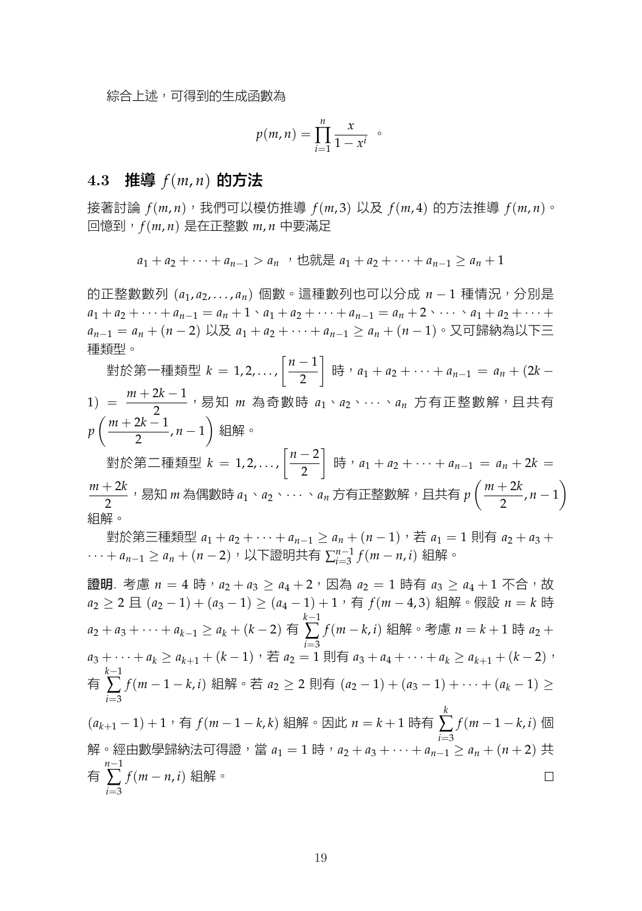綜合上述，可得到的生成函數為

$$p(m,n)=\prod_{i=1}^{n}\frac{x}{1-x^i}\quad 。$$

## 4.3 推導 $f(m,n)$ 的方法

接著討論 $f(m,n)$，我們可以模仿推導 $f(m,3)$ 以及 $f(m,4)$ 的方法推導 $f(m,n)$。回憶到，$f(m,n)$ 是在正整數 $m,n$ 中要滿足

$$a_1+a_2+\cdots+a_{n-1}>a_n \text{ ，也就是 } a_1+a_2+\cdots+a_{n-1}\geq a_n+1$$

的正整數數列 $(a_1,a_2,\ldots,a_n)$ 個數。這種數列也可以分成 $n-1$ 種情況，分別是 $a_1+a_2+\cdots+a_{n-1}=a_n+1$、$a_1+a_2+\cdots+a_{n-1}=a_n+2$、$\cdots$、$a_1+a_2+\cdots+a_{n-1}=a_n+(n-2)$ 以及 $a_1+a_2+\cdots+a_{n-1}\geq a_n+(n-1)$。又可歸納為以下三種類型。

對於第一種類型 $k=1,2,\ldots,\left[\dfrac{n-1}{2}\right]$ 時，$a_1+a_2+\cdots+a_{n-1}=a_n+(2k-1)=\dfrac{m+2k-1}{2}$，易知 $m$ 為奇數時 $a_1$、$a_2$、$\cdots$、$a_n$ 方有正整數解，且共有 $p\left(\dfrac{m+2k-1}{2},n-1\right)$ 組解。

對於第二種類型 $k=1,2,\ldots,\left[\dfrac{n-2}{2}\right]$ 時，$a_1+a_2+\cdots+a_{n-1}=a_n+2k=\dfrac{m+2k}{2}$，易知 $m$ 為偶數時 $a_1$、$a_2$、$\cdots$、$a_n$ 方有正整數解，且共有 $p\left(\dfrac{m+2k}{2},n-1\right)$ 組解。

對於第三種類型 $a_1+a_2+\cdots+a_{n-1}\geq a_n+(n-1)$，若 $a_1=1$ 則有 $a_2+a_3+\cdots+a_{n-1}\geq a_n+(n-2)$，以下證明共有 $\sum_{i=3}^{n-1}f(m-n,i)$ 組解。

**證明**. 考慮 $n=4$ 時，$a_2+a_3\geq a_4+2$，因為 $a_2=1$ 時有 $a_3\geq a_4+1$ 不合，故 $a_2\geq 2$ 且 $(a_2-1)+(a_3-1)\geq(a_4-1)+1$，有 $f(m-4,3)$ 組解。假設 $n=k$ 時 $a_2+a_3+\cdots+a_{k-1}\geq a_k+(k-2)$ 有 $\displaystyle\sum_{i=3}^{k-1}f(m-k,i)$ 組解。考慮 $n=k+1$ 時 $a_2+a_3+\cdots+a_k\geq a_{k+1}+(k-1)$，若 $a_2=1$ 則有 $a_3+a_4+\cdots+a_k\geq a_{k+1}+(k-2)$，有 $\displaystyle\sum_{i=3}^{k-1}f(m-1-k,i)$ 組解。若 $a_2\geq 2$ 則有 $(a_2-1)+(a_3-1)+\cdots+(a_k-1)\geq(a_{k+1}-1)+1$，有 $f(m-1-k,k)$ 組解。因此 $n=k+1$ 時有 $\displaystyle\sum_{i=3}^{k}f(m-1-k,i)$ 個解。經由數學歸納法可得證，當 $a_1=1$ 時，$a_2+a_3+\cdots+a_{n-1}\geq a_n+(n+2)$ 共有 $\displaystyle\sum_{i=3}^{n-1}f(m-n,i)$ 組解。 □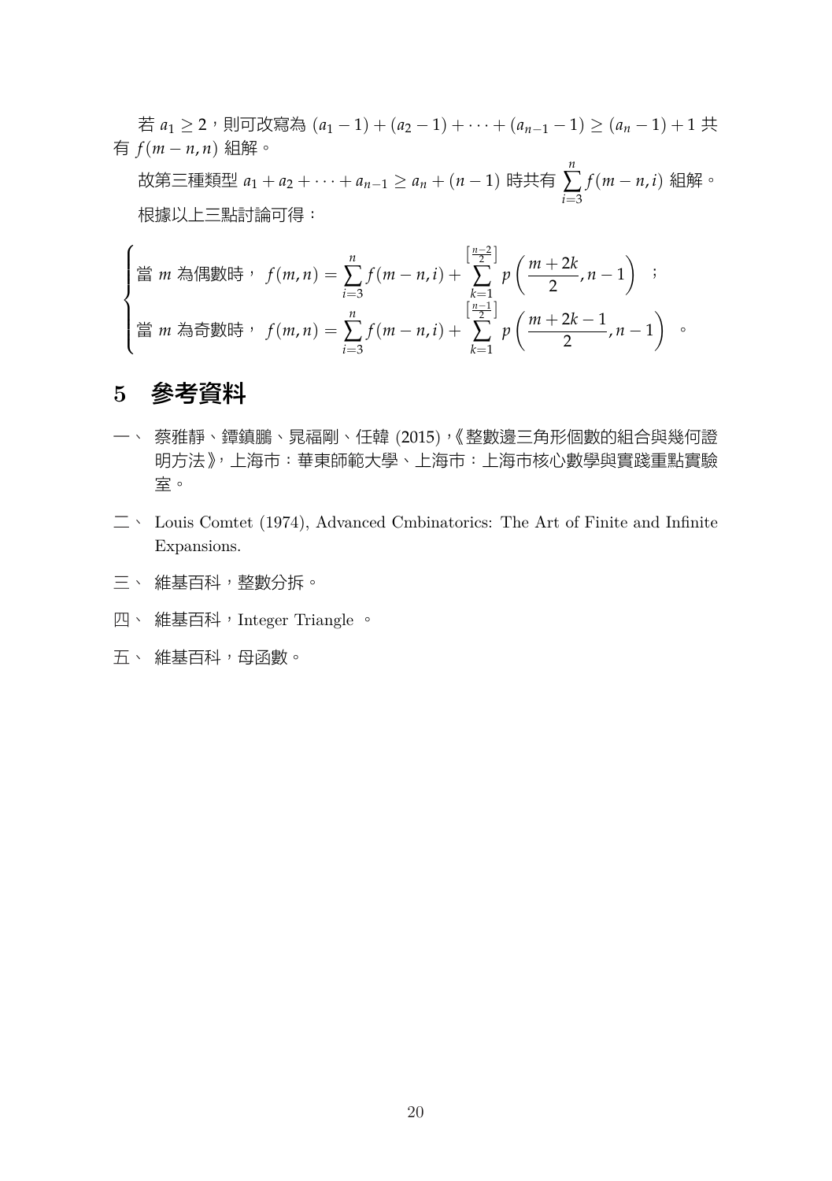若 $a_1 \geq 2$，則可改寫為 $(a_1-1)+(a_2-1)+\cdots+(a_{n-1}-1) \geq (a_n-1)+1$ 共有 $f(m-n,n)$ 組解。

故第三種類型 $a_1+a_2+\cdots+a_{n-1} \geq a_n+(n-1)$ 時共有 $\sum\limits_{i=3}^{n} f(m-n,i)$ 組解。

根據以上三點討論可得：

$$
\begin{cases}
\text{當 } m \text{ 為偶數時，} f(m,n) = \sum\limits_{i=3}^{n} f(m-n,i) + \sum\limits_{k=1}^{\left[\frac{n-2}{2}\right]} p\left(\dfrac{m+2k}{2}, n-1\right) \text{ ；} \\
\text{當 } m \text{ 為奇數時，} f(m,n) = \sum\limits_{i=3}^{n} f(m-n,i) + \sum\limits_{k=1}^{\left[\frac{n-1}{2}\right]} p\left(\dfrac{m+2k-1}{2}, n-1\right) \text{ 。}
\end{cases}
$$

# 5 參考資料

一、 蔡雅靜、鐔鎮鵬、晁福剛、任韓 (2015)，《整數邊三角形個數的組合與幾何證明方法》，上海市：華東師範大學、上海市：上海市核心數學與實踐重點實驗室。

二、 Louis Comtet (1974), Advanced Cmbinatorics: The Art of Finite and Infinite Expansions.

三、 維基百科，整數分拆。

四、 維基百科，Integer Triangle 。

五、 維基百科，母函數。